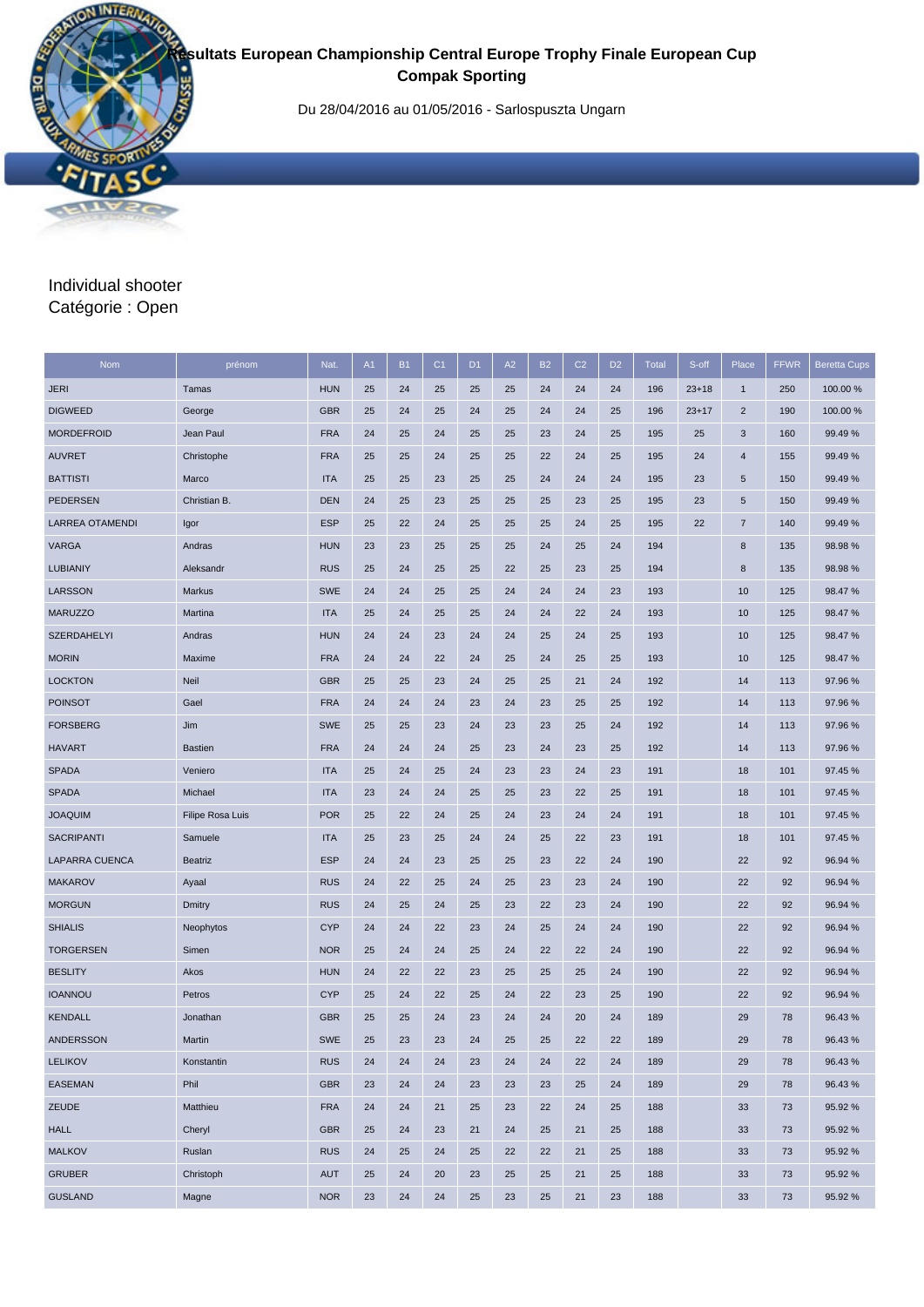# Résultats European Championship Central Europe Trophy Finale European Cup Compak Sporting

Du 28/04/2016 au 01/05/2016 - Sarlospuszta Ungarn

## Individual shooter
## Catégorie : Open

| Nom | prénom | Nat. | A1 | B1 | C1 | D1 | A2 | B2 | C2 | D2 | Total | S-off | Place | FFWR | Beretta Cups |
|---|---|---|---|---|---|---|---|---|---|---|---|---|---|---|---|
| JERI | Tamas | HUN | 25 | 24 | 25 | 25 | 25 | 24 | 24 | 24 | 196 | 23+18 | 1 | 250 | 100.00 % |
| DIGWEED | George | GBR | 25 | 24 | 25 | 24 | 25 | 24 | 24 | 25 | 196 | 23+17 | 2 | 190 | 100.00 % |
| MORDEFROID | Jean Paul | FRA | 24 | 25 | 24 | 25 | 25 | 23 | 24 | 25 | 195 | 25 | 3 | 160 | 99.49 % |
| AUVRET | Christophe | FRA | 25 | 25 | 24 | 25 | 25 | 22 | 24 | 25 | 195 | 24 | 4 | 155 | 99.49 % |
| BATTISTI | Marco | ITA | 25 | 25 | 23 | 25 | 25 | 24 | 24 | 24 | 195 | 23 | 5 | 150 | 99.49 % |
| PEDERSEN | Christian B. | DEN | 24 | 25 | 23 | 25 | 25 | 25 | 23 | 25 | 195 | 23 | 5 | 150 | 99.49 % |
| LARREA OTAMENDI | Igor | ESP | 25 | 22 | 24 | 25 | 25 | 25 | 24 | 25 | 195 | 22 | 7 | 140 | 99.49 % |
| VARGA | Andras | HUN | 23 | 23 | 25 | 25 | 25 | 24 | 25 | 24 | 194 | | 8 | 135 | 98.98 % |
| LUBIANIY | Aleksandr | RUS | 25 | 24 | 25 | 25 | 22 | 25 | 23 | 25 | 194 | | 8 | 135 | 98.98 % |
| LARSSON | Markus | SWE | 24 | 24 | 25 | 25 | 24 | 24 | 24 | 23 | 193 | | 10 | 125 | 98.47 % |
| MARUZZO | Martina | ITA | 25 | 24 | 25 | 25 | 24 | 24 | 22 | 24 | 193 | | 10 | 125 | 98.47 % |
| SZERDAHELYI | Andras | HUN | 24 | 24 | 23 | 24 | 24 | 25 | 24 | 25 | 193 | | 10 | 125 | 98.47 % |
| MORIN | Maxime | FRA | 24 | 24 | 22 | 24 | 25 | 24 | 25 | 25 | 193 | | 10 | 125 | 98.47 % |
| LOCKTON | Neil | GBR | 25 | 25 | 23 | 24 | 25 | 25 | 21 | 24 | 192 | | 14 | 113 | 97.96 % |
| POINSOT | Gael | FRA | 24 | 24 | 24 | 23 | 24 | 23 | 25 | 25 | 192 | | 14 | 113 | 97.96 % |
| FORSBERG | Jim | SWE | 25 | 25 | 23 | 24 | 23 | 23 | 25 | 24 | 192 | | 14 | 113 | 97.96 % |
| HAVART | Bastien | FRA | 24 | 24 | 24 | 25 | 23 | 24 | 23 | 25 | 192 | | 14 | 113 | 97.96 % |
| SPADA | Veniero | ITA | 25 | 24 | 25 | 24 | 23 | 23 | 24 | 23 | 191 | | 18 | 101 | 97.45 % |
| SPADA | Michael | ITA | 23 | 24 | 24 | 25 | 25 | 23 | 22 | 25 | 191 | | 18 | 101 | 97.45 % |
| JOAQUIM | Filipe Rosa Luis | POR | 25 | 22 | 24 | 25 | 24 | 23 | 24 | 24 | 191 | | 18 | 101 | 97.45 % |
| SACRIPANTI | Samuele | ITA | 25 | 23 | 25 | 24 | 24 | 25 | 22 | 23 | 191 | | 18 | 101 | 97.45 % |
| LAPARRA CUENCA | Beatriz | ESP | 24 | 24 | 23 | 25 | 25 | 23 | 22 | 24 | 190 | | 22 | 92 | 96.94 % |
| MAKAROV | Ayaal | RUS | 24 | 22 | 25 | 24 | 25 | 23 | 23 | 24 | 190 | | 22 | 92 | 96.94 % |
| MORGUN | Dmitry | RUS | 24 | 25 | 24 | 25 | 23 | 22 | 23 | 24 | 190 | | 22 | 92 | 96.94 % |
| SHIALIS | Neophytos | CYP | 24 | 24 | 22 | 23 | 24 | 25 | 24 | 24 | 190 | | 22 | 92 | 96.94 % |
| TORGERSEN | Simen | NOR | 25 | 24 | 24 | 25 | 24 | 22 | 22 | 24 | 190 | | 22 | 92 | 96.94 % |
| BESLITY | Akos | HUN | 24 | 22 | 22 | 23 | 25 | 25 | 25 | 24 | 190 | | 22 | 92 | 96.94 % |
| IOANNOU | Petros | CYP | 25 | 24 | 22 | 25 | 24 | 22 | 23 | 25 | 190 | | 22 | 92 | 96.94 % |
| KENDALL | Jonathan | GBR | 25 | 25 | 24 | 23 | 24 | 24 | 20 | 24 | 189 | | 29 | 78 | 96.43 % |
| ANDERSSON | Martin | SWE | 25 | 23 | 23 | 24 | 25 | 25 | 22 | 22 | 189 | | 29 | 78 | 96.43 % |
| LELIKOV | Konstantin | RUS | 24 | 24 | 24 | 23 | 24 | 24 | 22 | 24 | 189 | | 29 | 78 | 96.43 % |
| EASEMAN | Phil | GBR | 23 | 24 | 24 | 23 | 23 | 23 | 25 | 24 | 189 | | 29 | 78 | 96.43 % |
| ZEUDE | Matthieu | FRA | 24 | 24 | 21 | 25 | 23 | 22 | 24 | 25 | 188 | | 33 | 73 | 95.92 % |
| HALL | Cheryl | GBR | 25 | 24 | 23 | 21 | 24 | 25 | 21 | 25 | 188 | | 33 | 73 | 95.92 % |
| MALKOV | Ruslan | RUS | 24 | 25 | 24 | 25 | 22 | 22 | 21 | 25 | 188 | | 33 | 73 | 95.92 % |
| GRUBER | Christoph | AUT | 25 | 24 | 20 | 23 | 25 | 25 | 21 | 25 | 188 | | 33 | 73 | 95.92 % |
| GUSLAND | Magne | NOR | 23 | 24 | 24 | 25 | 23 | 25 | 21 | 23 | 188 | | 33 | 73 | 95.92 % |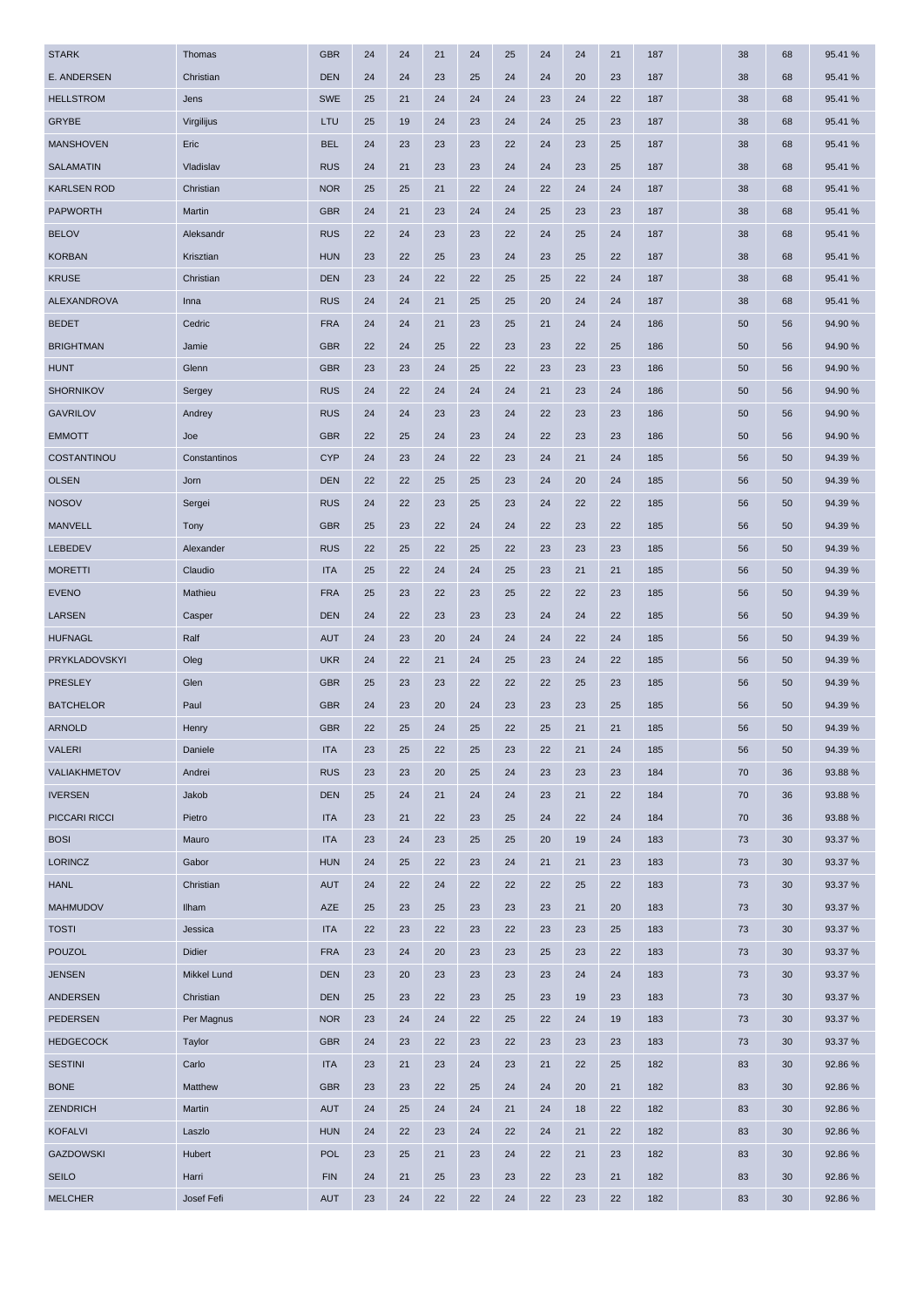| | | | | | | | | | | | | | | | | |
|---|---|---|---|---|---|---|---|---|---|---|---|---|---|---|---|---|
| STARK | Thomas | GBR | 24 | 24 | 21 | 24 | 25 | 24 | 24 | 21 | 187 | | 38 | 68 | 95.41 % |
| E. ANDERSEN | Christian | DEN | 24 | 24 | 23 | 25 | 24 | 24 | 20 | 23 | 187 | | 38 | 68 | 95.41 % |
| HELLSTROM | Jens | SWE | 25 | 21 | 24 | 24 | 24 | 23 | 24 | 22 | 187 | | 38 | 68 | 95.41 % |
| GRYBE | Virgilijus | LTU | 25 | 19 | 24 | 23 | 24 | 24 | 25 | 23 | 187 | | 38 | 68 | 95.41 % |
| MANSHOVEN | Eric | BEL | 24 | 23 | 23 | 23 | 22 | 24 | 23 | 25 | 187 | | 38 | 68 | 95.41 % |
| SALAMATIN | Vladislav | RUS | 24 | 21 | 23 | 23 | 24 | 24 | 23 | 25 | 187 | | 38 | 68 | 95.41 % |
| KARLSEN ROD | Christian | NOR | 25 | 25 | 21 | 22 | 24 | 22 | 24 | 24 | 187 | | 38 | 68 | 95.41 % |
| PAPWORTH | Martin | GBR | 24 | 21 | 23 | 24 | 24 | 25 | 23 | 23 | 187 | | 38 | 68 | 95.41 % |
| BELOV | Aleksandr | RUS | 22 | 24 | 23 | 23 | 22 | 24 | 25 | 24 | 187 | | 38 | 68 | 95.41 % |
| KORBAN | Krisztian | HUN | 23 | 22 | 25 | 23 | 24 | 23 | 25 | 22 | 187 | | 38 | 68 | 95.41 % |
| KRUSE | Christian | DEN | 23 | 24 | 22 | 22 | 25 | 25 | 22 | 24 | 187 | | 38 | 68 | 95.41 % |
| ALEXANDROVA | Inna | RUS | 24 | 24 | 21 | 25 | 25 | 20 | 24 | 24 | 187 | | 38 | 68 | 95.41 % |
| BEDET | Cedric | FRA | 24 | 24 | 21 | 23 | 25 | 21 | 24 | 24 | 186 | | 50 | 56 | 94.90 % |
| BRIGHTMAN | Jamie | GBR | 22 | 24 | 25 | 22 | 23 | 23 | 22 | 25 | 186 | | 50 | 56 | 94.90 % |
| HUNT | Glenn | GBR | 23 | 23 | 24 | 25 | 22 | 23 | 23 | 23 | 186 | | 50 | 56 | 94.90 % |
| SHORNIKOV | Sergey | RUS | 24 | 22 | 24 | 24 | 24 | 21 | 23 | 24 | 186 | | 50 | 56 | 94.90 % |
| GAVRILOV | Andrey | RUS | 24 | 24 | 23 | 23 | 24 | 22 | 23 | 23 | 186 | | 50 | 56 | 94.90 % |
| EMMOTT | Joe | GBR | 22 | 25 | 24 | 23 | 24 | 22 | 23 | 23 | 186 | | 50 | 56 | 94.90 % |
| COSTANTINOU | Constantinos | CYP | 24 | 23 | 24 | 22 | 23 | 24 | 21 | 24 | 185 | | 56 | 50 | 94.39 % |
| OLSEN | Jorn | DEN | 22 | 22 | 25 | 25 | 23 | 24 | 20 | 24 | 185 | | 56 | 50 | 94.39 % |
| NOSOV | Sergei | RUS | 24 | 22 | 23 | 25 | 23 | 24 | 22 | 22 | 185 | | 56 | 50 | 94.39 % |
| MANVELL | Tony | GBR | 25 | 23 | 22 | 24 | 24 | 22 | 23 | 22 | 185 | | 56 | 50 | 94.39 % |
| LEBEDEV | Alexander | RUS | 22 | 25 | 22 | 25 | 22 | 23 | 23 | 23 | 185 | | 56 | 50 | 94.39 % |
| MORETTI | Claudio | ITA | 25 | 22 | 24 | 24 | 25 | 23 | 21 | 21 | 185 | | 56 | 50 | 94.39 % |
| EVENO | Mathieu | FRA | 25 | 23 | 22 | 23 | 25 | 22 | 22 | 23 | 185 | | 56 | 50 | 94.39 % |
| LARSEN | Casper | DEN | 24 | 22 | 23 | 23 | 23 | 24 | 24 | 22 | 185 | | 56 | 50 | 94.39 % |
| HUFNAGL | Ralf | AUT | 24 | 23 | 20 | 24 | 24 | 24 | 22 | 24 | 185 | | 56 | 50 | 94.39 % |
| PRYKLADOVSKYI | Oleg | UKR | 24 | 22 | 21 | 24 | 25 | 23 | 24 | 22 | 185 | | 56 | 50 | 94.39 % |
| PRESLEY | Glen | GBR | 25 | 23 | 23 | 22 | 22 | 22 | 25 | 23 | 185 | | 56 | 50 | 94.39 % |
| BATCHELOR | Paul | GBR | 24 | 23 | 20 | 24 | 23 | 23 | 23 | 25 | 185 | | 56 | 50 | 94.39 % |
| ARNOLD | Henry | GBR | 22 | 25 | 24 | 25 | 22 | 25 | 21 | 21 | 185 | | 56 | 50 | 94.39 % |
| VALERI | Daniele | ITA | 23 | 25 | 22 | 25 | 23 | 22 | 21 | 24 | 185 | | 56 | 50 | 94.39 % |
| VALIAKHMETOV | Andrei | RUS | 23 | 23 | 20 | 25 | 24 | 23 | 23 | 23 | 184 | | 70 | 36 | 93.88 % |
| IVERSEN | Jakob | DEN | 25 | 24 | 21 | 24 | 24 | 23 | 21 | 22 | 184 | | 70 | 36 | 93.88 % |
| PICCARI RICCI | Pietro | ITA | 23 | 21 | 22 | 23 | 25 | 24 | 22 | 24 | 184 | | 70 | 36 | 93.88 % |
| BOSI | Mauro | ITA | 23 | 24 | 23 | 25 | 25 | 20 | 19 | 24 | 183 | | 73 | 30 | 93.37 % |
| LORINCZ | Gabor | HUN | 24 | 25 | 22 | 23 | 24 | 21 | 21 | 23 | 183 | | 73 | 30 | 93.37 % |
| HANL | Christian | AUT | 24 | 22 | 24 | 22 | 22 | 22 | 25 | 22 | 183 | | 73 | 30 | 93.37 % |
| MAHMUDOV | Ilham | AZE | 25 | 23 | 25 | 23 | 23 | 23 | 21 | 20 | 183 | | 73 | 30 | 93.37 % |
| TOSTI | Jessica | ITA | 22 | 23 | 22 | 23 | 22 | 23 | 23 | 25 | 183 | | 73 | 30 | 93.37 % |
| POUZOL | Didier | FRA | 23 | 24 | 20 | 23 | 23 | 25 | 23 | 22 | 183 | | 73 | 30 | 93.37 % |
| JENSEN | Mikkel Lund | DEN | 23 | 20 | 23 | 23 | 23 | 23 | 24 | 24 | 183 | | 73 | 30 | 93.37 % |
| ANDERSEN | Christian | DEN | 25 | 23 | 22 | 23 | 25 | 23 | 19 | 23 | 183 | | 73 | 30 | 93.37 % |
| PEDERSEN | Per Magnus | NOR | 23 | 24 | 24 | 22 | 25 | 22 | 24 | 19 | 183 | | 73 | 30 | 93.37 % |
| HEDGECOCK | Taylor | GBR | 24 | 23 | 22 | 23 | 22 | 23 | 23 | 23 | 183 | | 73 | 30 | 93.37 % |
| SESTINI | Carlo | ITA | 23 | 21 | 23 | 24 | 23 | 21 | 22 | 25 | 182 | | 83 | 30 | 92.86 % |
| BONE | Matthew | GBR | 23 | 23 | 22 | 25 | 24 | 24 | 20 | 21 | 182 | | 83 | 30 | 92.86 % |
| ZENDRICH | Martin | AUT | 24 | 25 | 24 | 24 | 21 | 24 | 18 | 22 | 182 | | 83 | 30 | 92.86 % |
| KOFALVI | Laszlo | HUN | 24 | 22 | 23 | 24 | 22 | 24 | 21 | 22 | 182 | | 83 | 30 | 92.86 % |
| GAZDOWSKI | Hubert | POL | 23 | 25 | 21 | 23 | 24 | 22 | 21 | 23 | 182 | | 83 | 30 | 92.86 % |
| SEILO | Harri | FIN | 24 | 21 | 25 | 23 | 23 | 22 | 23 | 21 | 182 | | 83 | 30 | 92.86 % |
| MELCHER | Josef Fefi | AUT | 23 | 24 | 22 | 22 | 24 | 22 | 23 | 22 | 182 | | 83 | 30 | 92.86 % |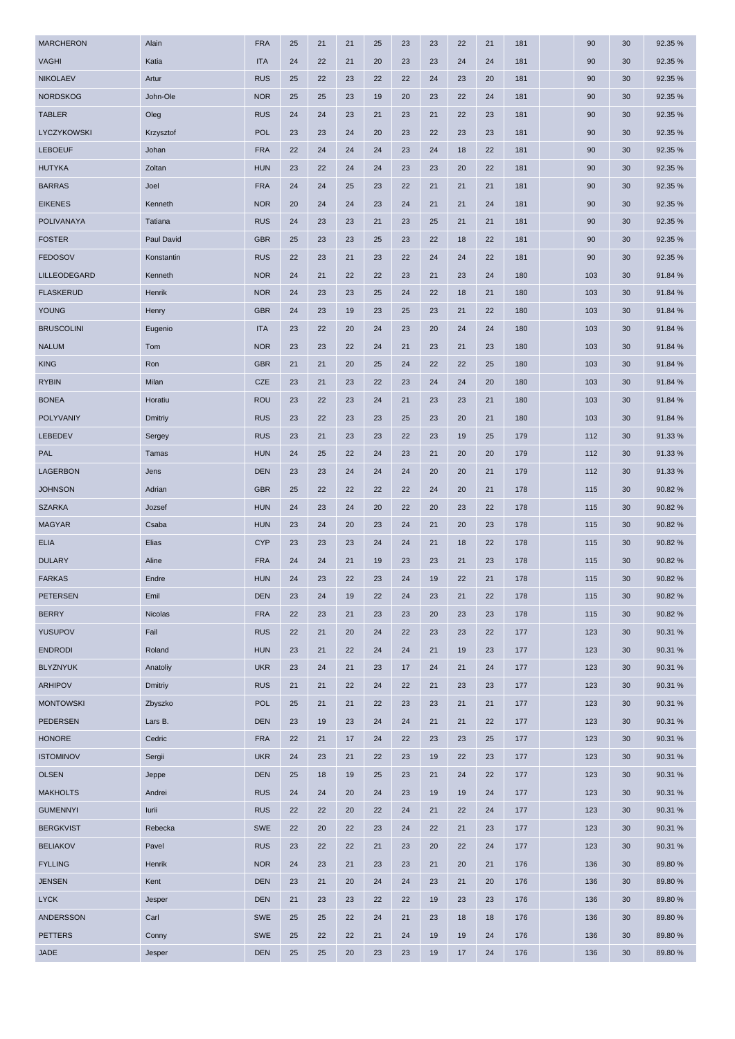| | | | | | | | | | | | | | | | |
|---|---|---|---|---|---|---|---|---|---|---|---|---|---|---|---|
| MARCHERON | Alain | FRA | 25 | 21 | 21 | 25 | 23 | 23 | 22 | 21 | 181 | | 90 | 30 | 92.35 % |
| VAGHI | Katia | ITA | 24 | 22 | 21 | 20 | 23 | 23 | 24 | 24 | 181 | | 90 | 30 | 92.35 % |
| NIKOLAEV | Artur | RUS | 25 | 22 | 23 | 22 | 22 | 24 | 23 | 20 | 181 | | 90 | 30 | 92.35 % |
| NORDSKOG | John-Ole | NOR | 25 | 25 | 23 | 19 | 20 | 23 | 22 | 24 | 181 | | 90 | 30 | 92.35 % |
| TABLER | Oleg | RUS | 24 | 24 | 23 | 21 | 23 | 21 | 22 | 23 | 181 | | 90 | 30 | 92.35 % |
| LYCZYKOWSKI | Krzysztof | POL | 23 | 23 | 24 | 20 | 23 | 22 | 23 | 23 | 181 | | 90 | 30 | 92.35 % |
| LEBOEUF | Johan | FRA | 22 | 24 | 24 | 24 | 23 | 24 | 18 | 22 | 181 | | 90 | 30 | 92.35 % |
| HUTYKA | Zoltan | HUN | 23 | 22 | 24 | 24 | 23 | 23 | 20 | 22 | 181 | | 90 | 30 | 92.35 % |
| BARRAS | Joel | FRA | 24 | 24 | 25 | 23 | 22 | 21 | 21 | 21 | 181 | | 90 | 30 | 92.35 % |
| EIKENES | Kenneth | NOR | 20 | 24 | 24 | 23 | 24 | 21 | 21 | 24 | 181 | | 90 | 30 | 92.35 % |
| POLIVANAYA | Tatiana | RUS | 24 | 23 | 23 | 21 | 23 | 25 | 21 | 21 | 181 | | 90 | 30 | 92.35 % |
| FOSTER | Paul David | GBR | 25 | 23 | 23 | 25 | 23 | 22 | 18 | 22 | 181 | | 90 | 30 | 92.35 % |
| FEDOSOV | Konstantin | RUS | 22 | 23 | 21 | 23 | 22 | 24 | 24 | 22 | 181 | | 90 | 30 | 92.35 % |
| LILLEODEGARD | Kenneth | NOR | 24 | 21 | 22 | 22 | 23 | 21 | 23 | 24 | 180 | | 103 | 30 | 91.84 % |
| FLASKERUD | Henrik | NOR | 24 | 23 | 23 | 25 | 24 | 22 | 18 | 21 | 180 | | 103 | 30 | 91.84 % |
| YOUNG | Henry | GBR | 24 | 23 | 19 | 23 | 25 | 23 | 21 | 22 | 180 | | 103 | 30 | 91.84 % |
| BRUSCOLINI | Eugenio | ITA | 23 | 22 | 20 | 24 | 23 | 20 | 24 | 24 | 180 | | 103 | 30 | 91.84 % |
| NALUM | Tom | NOR | 23 | 23 | 22 | 24 | 21 | 23 | 21 | 23 | 180 | | 103 | 30 | 91.84 % |
| KING | Ron | GBR | 21 | 21 | 20 | 25 | 24 | 22 | 22 | 25 | 180 | | 103 | 30 | 91.84 % |
| RYBIN | Milan | CZE | 23 | 21 | 23 | 22 | 23 | 24 | 24 | 20 | 180 | | 103 | 30 | 91.84 % |
| BONEA | Horatiu | ROU | 23 | 22 | 23 | 24 | 21 | 23 | 23 | 21 | 180 | | 103 | 30 | 91.84 % |
| POLYVANIY | Dmitriy | RUS | 23 | 22 | 23 | 23 | 25 | 23 | 20 | 21 | 180 | | 103 | 30 | 91.84 % |
| LEBEDEV | Sergey | RUS | 23 | 21 | 23 | 23 | 22 | 23 | 19 | 25 | 179 | | 112 | 30 | 91.33 % |
| PAL | Tamas | HUN | 24 | 25 | 22 | 24 | 23 | 21 | 20 | 20 | 179 | | 112 | 30 | 91.33 % |
| LAGERBON | Jens | DEN | 23 | 23 | 24 | 24 | 24 | 20 | 20 | 21 | 179 | | 112 | 30 | 91.33 % |
| JOHNSON | Adrian | GBR | 25 | 22 | 22 | 22 | 22 | 24 | 20 | 21 | 178 | | 115 | 30 | 90.82 % |
| SZARKA | Jozsef | HUN | 24 | 23 | 24 | 20 | 22 | 20 | 23 | 22 | 178 | | 115 | 30 | 90.82 % |
| MAGYAR | Csaba | HUN | 23 | 24 | 20 | 23 | 24 | 21 | 20 | 23 | 178 | | 115 | 30 | 90.82 % |
| ELIA | Elias | CYP | 23 | 23 | 23 | 24 | 24 | 21 | 18 | 22 | 178 | | 115 | 30 | 90.82 % |
| DULARY | Aline | FRA | 24 | 24 | 21 | 19 | 23 | 23 | 21 | 23 | 178 | | 115 | 30 | 90.82 % |
| FARKAS | Endre | HUN | 24 | 23 | 22 | 23 | 24 | 19 | 22 | 21 | 178 | | 115 | 30 | 90.82 % |
| PETERSEN | Emil | DEN | 23 | 24 | 19 | 22 | 24 | 23 | 21 | 22 | 178 | | 115 | 30 | 90.82 % |
| BERRY | Nicolas | FRA | 22 | 23 | 21 | 23 | 23 | 20 | 23 | 23 | 178 | | 115 | 30 | 90.82 % |
| YUSUPOV | Fail | RUS | 22 | 21 | 20 | 24 | 22 | 23 | 23 | 22 | 177 | | 123 | 30 | 90.31 % |
| ENDRODI | Roland | HUN | 23 | 21 | 22 | 24 | 24 | 21 | 19 | 23 | 177 | | 123 | 30 | 90.31 % |
| BLYZNYUK | Anatoliy | UKR | 23 | 24 | 21 | 23 | 17 | 24 | 21 | 24 | 177 | | 123 | 30 | 90.31 % |
| ARHIPOV | Dmitriy | RUS | 21 | 21 | 22 | 24 | 22 | 21 | 23 | 23 | 177 | | 123 | 30 | 90.31 % |
| MONTOWSKI | Zbyszko | POL | 25 | 21 | 21 | 22 | 23 | 23 | 21 | 21 | 177 | | 123 | 30 | 90.31 % |
| PEDERSEN | Lars B. | DEN | 23 | 19 | 23 | 24 | 24 | 21 | 21 | 22 | 177 | | 123 | 30 | 90.31 % |
| HONORE | Cedric | FRA | 22 | 21 | 17 | 24 | 22 | 23 | 23 | 25 | 177 | | 123 | 30 | 90.31 % |
| ISTOMINOV | Sergii | UKR | 24 | 23 | 21 | 22 | 23 | 19 | 22 | 23 | 177 | | 123 | 30 | 90.31 % |
| OLSEN | Jeppe | DEN | 25 | 18 | 19 | 25 | 23 | 21 | 24 | 22 | 177 | | 123 | 30 | 90.31 % |
| MAKHOLTS | Andrei | RUS | 24 | 24 | 20 | 24 | 23 | 19 | 19 | 24 | 177 | | 123 | 30 | 90.31 % |
| GUMENNYI | Iurii | RUS | 22 | 22 | 20 | 22 | 24 | 21 | 22 | 24 | 177 | | 123 | 30 | 90.31 % |
| BERGKVIST | Rebecka | SWE | 22 | 20 | 22 | 23 | 24 | 22 | 21 | 23 | 177 | | 123 | 30 | 90.31 % |
| BELIAKOV | Pavel | RUS | 23 | 22 | 22 | 21 | 23 | 20 | 22 | 24 | 177 | | 123 | 30 | 90.31 % |
| FYLLING | Henrik | NOR | 24 | 23 | 21 | 23 | 23 | 21 | 20 | 21 | 176 | | 136 | 30 | 89.80 % |
| JENSEN | Kent | DEN | 23 | 21 | 20 | 24 | 24 | 23 | 21 | 20 | 176 | | 136 | 30 | 89.80 % |
| LYCK | Jesper | DEN | 21 | 23 | 23 | 22 | 22 | 19 | 23 | 23 | 176 | | 136 | 30 | 89.80 % |
| ANDERSSON | Carl | SWE | 25 | 25 | 22 | 24 | 21 | 23 | 18 | 18 | 176 | | 136 | 30 | 89.80 % |
| PETTERS | Conny | SWE | 25 | 22 | 22 | 21 | 24 | 19 | 19 | 24 | 176 | | 136 | 30 | 89.80 % |
| JADE | Jesper | DEN | 25 | 25 | 20 | 23 | 23 | 19 | 17 | 24 | 176 | | 136 | 30 | 89.80 % |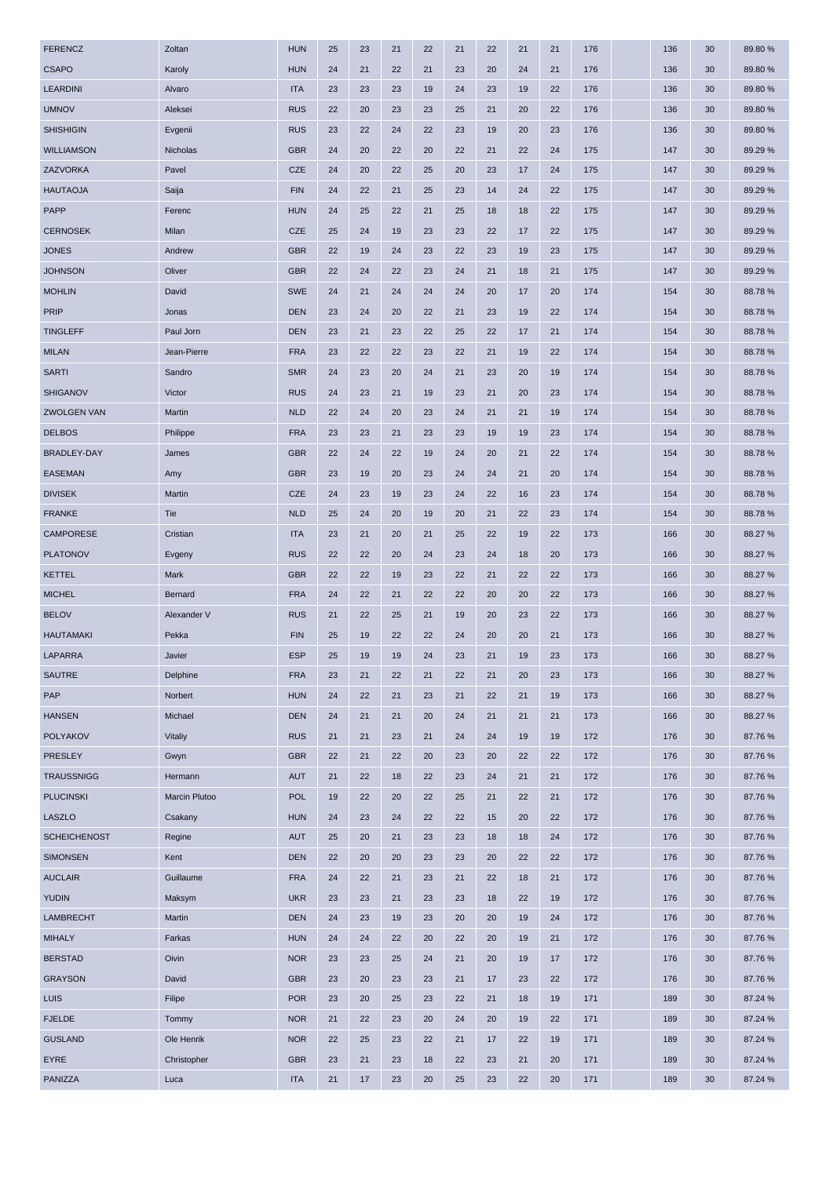| | | | | | | | | | | | | | | | |
|---|---|---|---|---|---|---|---|---|---|---|---|---|---|---|---|
| FERENCZ | Zoltan | HUN | 25 | 23 | 21 | 22 | 21 | 22 | 21 | 21 | 176 | | 136 | 30 | 89.80 % |
| CSAPO | Karoly | HUN | 24 | 21 | 22 | 21 | 23 | 20 | 24 | 21 | 176 | | 136 | 30 | 89.80 % |
| LEARDINI | Alvaro | ITA | 23 | 23 | 23 | 19 | 24 | 23 | 19 | 22 | 176 | | 136 | 30 | 89.80 % |
| UMNOV | Aleksei | RUS | 22 | 20 | 23 | 23 | 25 | 21 | 20 | 22 | 176 | | 136 | 30 | 89.80 % |
| SHISHIGIN | Evgenii | RUS | 23 | 22 | 24 | 22 | 23 | 19 | 20 | 23 | 176 | | 136 | 30 | 89.80 % |
| WILLIAMSON | Nicholas | GBR | 24 | 20 | 22 | 20 | 22 | 21 | 22 | 24 | 175 | | 147 | 30 | 89.29 % |
| ZAZVORKA | Pavel | CZE | 24 | 20 | 22 | 25 | 20 | 23 | 17 | 24 | 175 | | 147 | 30 | 89.29 % |
| HAUTAOJA | Saija | FIN | 24 | 22 | 21 | 25 | 23 | 14 | 24 | 22 | 175 | | 147 | 30 | 89.29 % |
| PAPP | Ferenc | HUN | 24 | 25 | 22 | 21 | 25 | 18 | 18 | 22 | 175 | | 147 | 30 | 89.29 % |
| CERNOSEK | Milan | CZE | 25 | 24 | 19 | 23 | 23 | 22 | 17 | 22 | 175 | | 147 | 30 | 89.29 % |
| JONES | Andrew | GBR | 22 | 19 | 24 | 23 | 22 | 23 | 19 | 23 | 175 | | 147 | 30 | 89.29 % |
| JOHNSON | Oliver | GBR | 22 | 24 | 22 | 23 | 24 | 21 | 18 | 21 | 175 | | 147 | 30 | 89.29 % |
| MOHLIN | David | SWE | 24 | 21 | 24 | 24 | 24 | 20 | 17 | 20 | 174 | | 154 | 30 | 88.78 % |
| PRIP | Jonas | DEN | 23 | 24 | 20 | 22 | 21 | 23 | 19 | 22 | 174 | | 154 | 30 | 88.78 % |
| TINGLEFF | Paul Jorn | DEN | 23 | 21 | 23 | 22 | 25 | 22 | 17 | 21 | 174 | | 154 | 30 | 88.78 % |
| MILAN | Jean-Pierre | FRA | 23 | 22 | 22 | 23 | 22 | 21 | 19 | 22 | 174 | | 154 | 30 | 88.78 % |
| SARTI | Sandro | SMR | 24 | 23 | 20 | 24 | 21 | 23 | 20 | 19 | 174 | | 154 | 30 | 88.78 % |
| SHIGANOV | Victor | RUS | 24 | 23 | 21 | 19 | 23 | 21 | 20 | 23 | 174 | | 154 | 30 | 88.78 % |
| ZWOLGEN VAN | Martin | NLD | 22 | 24 | 20 | 23 | 24 | 21 | 21 | 19 | 174 | | 154 | 30 | 88.78 % |
| DELBOS | Philippe | FRA | 23 | 23 | 21 | 23 | 23 | 19 | 19 | 23 | 174 | | 154 | 30 | 88.78 % |
| BRADLEY-DAY | James | GBR | 22 | 24 | 22 | 19 | 24 | 20 | 21 | 22 | 174 | | 154 | 30 | 88.78 % |
| EASEMAN | Amy | GBR | 23 | 19 | 20 | 23 | 24 | 24 | 21 | 20 | 174 | | 154 | 30 | 88.78 % |
| DIVISEK | Martin | CZE | 24 | 23 | 19 | 23 | 24 | 22 | 16 | 23 | 174 | | 154 | 30 | 88.78 % |
| FRANKE | Tie | NLD | 25 | 24 | 20 | 19 | 20 | 21 | 22 | 23 | 174 | | 154 | 30 | 88.78 % |
| CAMPORESE | Cristian | ITA | 23 | 21 | 20 | 21 | 25 | 22 | 19 | 22 | 173 | | 166 | 30 | 88.27 % |
| PLATONOV | Evgeny | RUS | 22 | 22 | 20 | 24 | 23 | 24 | 18 | 20 | 173 | | 166 | 30 | 88.27 % |
| KETTEL | Mark | GBR | 22 | 22 | 19 | 23 | 22 | 21 | 22 | 22 | 173 | | 166 | 30 | 88.27 % |
| MICHEL | Bernard | FRA | 24 | 22 | 21 | 22 | 22 | 20 | 20 | 22 | 173 | | 166 | 30 | 88.27 % |
| BELOV | Alexander V | RUS | 21 | 22 | 25 | 21 | 19 | 20 | 23 | 22 | 173 | | 166 | 30 | 88.27 % |
| HAUTAMAKI | Pekka | FIN | 25 | 19 | 22 | 22 | 24 | 20 | 20 | 21 | 173 | | 166 | 30 | 88.27 % |
| LAPARRA | Javier | ESP | 25 | 19 | 19 | 24 | 23 | 21 | 19 | 23 | 173 | | 166 | 30 | 88.27 % |
| SAUTRE | Delphine | FRA | 23 | 21 | 22 | 21 | 22 | 21 | 20 | 23 | 173 | | 166 | 30 | 88.27 % |
| PAP | Norbert | HUN | 24 | 22 | 21 | 23 | 21 | 22 | 21 | 19 | 173 | | 166 | 30 | 88.27 % |
| HANSEN | Michael | DEN | 24 | 21 | 21 | 20 | 24 | 21 | 21 | 21 | 173 | | 166 | 30 | 88.27 % |
| POLYAKOV | Vitaliy | RUS | 21 | 21 | 23 | 21 | 24 | 24 | 19 | 19 | 172 | | 176 | 30 | 87.76 % |
| PRESLEY | Gwyn | GBR | 22 | 21 | 22 | 20 | 23 | 20 | 22 | 22 | 172 | | 176 | 30 | 87.76 % |
| TRAUSSNIGG | Hermann | AUT | 21 | 22 | 18 | 22 | 23 | 24 | 21 | 21 | 172 | | 176 | 30 | 87.76 % |
| PLUCINSKI | Marcin Plutoo | POL | 19 | 22 | 20 | 22 | 25 | 21 | 22 | 21 | 172 | | 176 | 30 | 87.76 % |
| LASZLO | Csakany | HUN | 24 | 23 | 24 | 22 | 22 | 15 | 20 | 22 | 172 | | 176 | 30 | 87.76 % |
| SCHEICHENOST | Regine | AUT | 25 | 20 | 21 | 23 | 23 | 18 | 18 | 24 | 172 | | 176 | 30 | 87.76 % |
| SIMONSEN | Kent | DEN | 22 | 20 | 20 | 23 | 23 | 20 | 22 | 22 | 172 | | 176 | 30 | 87.76 % |
| AUCLAIR | Guillaume | FRA | 24 | 22 | 21 | 23 | 21 | 22 | 18 | 21 | 172 | | 176 | 30 | 87.76 % |
| YUDIN | Maksym | UKR | 23 | 23 | 21 | 23 | 23 | 18 | 22 | 19 | 172 | | 176 | 30 | 87.76 % |
| LAMBRECHT | Martin | DEN | 24 | 23 | 19 | 23 | 20 | 20 | 19 | 24 | 172 | | 176 | 30 | 87.76 % |
| MIHALY | Farkas | HUN | 24 | 24 | 22 | 20 | 22 | 20 | 19 | 21 | 172 | | 176 | 30 | 87.76 % |
| BERSTAD | Oivin | NOR | 23 | 23 | 25 | 24 | 21 | 20 | 19 | 17 | 172 | | 176 | 30 | 87.76 % |
| GRAYSON | David | GBR | 23 | 20 | 23 | 23 | 21 | 17 | 23 | 22 | 172 | | 176 | 30 | 87.76 % |
| LUIS | Filipe | POR | 23 | 20 | 25 | 23 | 22 | 21 | 18 | 19 | 171 | | 189 | 30 | 87.24 % |
| FJELDE | Tommy | NOR | 21 | 22 | 23 | 20 | 24 | 20 | 19 | 22 | 171 | | 189 | 30 | 87.24 % |
| GUSLAND | Ole Henrik | NOR | 22 | 25 | 23 | 22 | 21 | 17 | 22 | 19 | 171 | | 189 | 30 | 87.24 % |
| EYRE | Christopher | GBR | 23 | 21 | 23 | 18 | 22 | 23 | 21 | 20 | 171 | | 189 | 30 | 87.24 % |
| PANIZZA | Luca | ITA | 21 | 17 | 23 | 20 | 25 | 23 | 22 | 20 | 171 | | 189 | 30 | 87.24 % |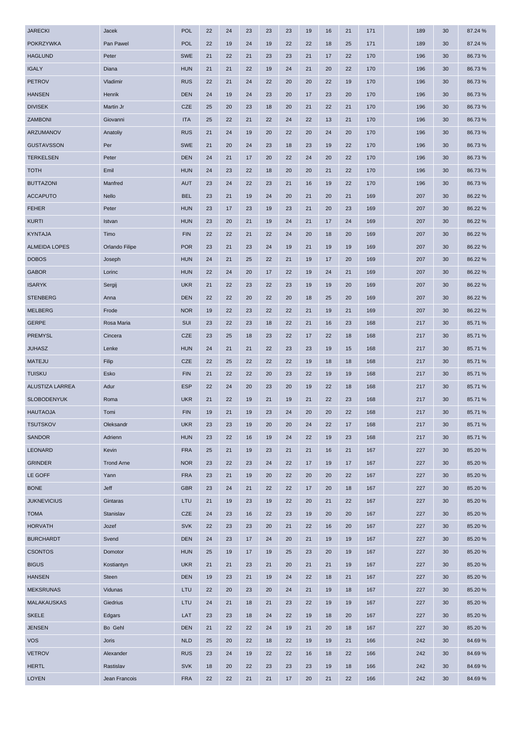| | | | | | | | | | | | | | | | |
|---|---|---|---|---|---|---|---|---|---|---|---|---|---|---|---|
| JARECKI | Jacek | POL | 22 | 24 | 23 | 23 | 23 | 19 | 16 | 21 | 171 | | 189 | 30 | 87.24 % |
| POKRZYWKA | Pan Pawel | POL | 22 | 19 | 24 | 19 | 22 | 22 | 18 | 25 | 171 | | 189 | 30 | 87.24 % |
| HAGLUND | Peter | SWE | 21 | 22 | 21 | 23 | 23 | 21 | 17 | 22 | 170 | | 196 | 30 | 86.73 % |
| IGALY | Diana | HUN | 21 | 21 | 22 | 19 | 24 | 21 | 20 | 22 | 170 | | 196 | 30 | 86.73 % |
| PETROV | Vladimir | RUS | 22 | 21 | 24 | 22 | 20 | 20 | 22 | 19 | 170 | | 196 | 30 | 86.73 % |
| HANSEN | Henrik | DEN | 24 | 19 | 24 | 23 | 20 | 17 | 23 | 20 | 170 | | 196 | 30 | 86.73 % |
| DIVISEK | Martin Jr | CZE | 25 | 20 | 23 | 18 | 20 | 21 | 22 | 21 | 170 | | 196 | 30 | 86.73 % |
| ZAMBONI | Giovanni | ITA | 25 | 22 | 21 | 22 | 24 | 22 | 13 | 21 | 170 | | 196 | 30 | 86.73 % |
| ARZUMANOV | Anatoliy | RUS | 21 | 24 | 19 | 20 | 22 | 20 | 24 | 20 | 170 | | 196 | 30 | 86.73 % |
| GUSTAVSSON | Per | SWE | 21 | 20 | 24 | 23 | 18 | 23 | 19 | 22 | 170 | | 196 | 30 | 86.73 % |
| TERKELSEN | Peter | DEN | 24 | 21 | 17 | 20 | 22 | 24 | 20 | 22 | 170 | | 196 | 30 | 86.73 % |
| TOTH | Emil | HUN | 24 | 23 | 22 | 18 | 20 | 20 | 21 | 22 | 170 | | 196 | 30 | 86.73 % |
| BUTTAZONI | Manfred | AUT | 23 | 24 | 22 | 23 | 21 | 16 | 19 | 22 | 170 | | 196 | 30 | 86.73 % |
| ACCAPUTO | Nello | BEL | 23 | 21 | 19 | 24 | 20 | 21 | 20 | 21 | 169 | | 207 | 30 | 86.22 % |
| FEHER | Peter | HUN | 23 | 17 | 23 | 19 | 23 | 21 | 20 | 23 | 169 | | 207 | 30 | 86.22 % |
| KURTI | Istvan | HUN | 23 | 20 | 21 | 19 | 24 | 21 | 17 | 24 | 169 | | 207 | 30 | 86.22 % |
| KYNTAJA | Timo | FIN | 22 | 22 | 21 | 22 | 24 | 20 | 18 | 20 | 169 | | 207 | 30 | 86.22 % |
| ALMEIDA LOPES | Orlando Filipe | POR | 23 | 21 | 23 | 24 | 19 | 21 | 19 | 19 | 169 | | 207 | 30 | 86.22 % |
| DOBOS | Joseph | HUN | 24 | 21 | 25 | 22 | 21 | 19 | 17 | 20 | 169 | | 207 | 30 | 86.22 % |
| GABOR | Lorinc | HUN | 22 | 24 | 20 | 17 | 22 | 19 | 24 | 21 | 169 | | 207 | 30 | 86.22 % |
| ISARYK | Sergij | UKR | 21 | 22 | 23 | 22 | 23 | 19 | 19 | 20 | 169 | | 207 | 30 | 86.22 % |
| STENBERG | Anna | DEN | 22 | 22 | 20 | 22 | 20 | 18 | 25 | 20 | 169 | | 207 | 30 | 86.22 % |
| MELBERG | Frode | NOR | 19 | 22 | 23 | 22 | 22 | 21 | 19 | 21 | 169 | | 207 | 30 | 86.22 % |
| GERPE | Rosa Maria | SUI | 23 | 22 | 23 | 18 | 22 | 21 | 16 | 23 | 168 | | 217 | 30 | 85.71 % |
| PREMYSL | Cincera | CZE | 23 | 25 | 18 | 23 | 22 | 17 | 22 | 18 | 168 | | 217 | 30 | 85.71 % |
| JUHASZ | Lenke | HUN | 24 | 21 | 21 | 22 | 23 | 23 | 19 | 15 | 168 | | 217 | 30 | 85.71 % |
| MATEJU | Filip | CZE | 22 | 25 | 22 | 22 | 22 | 19 | 18 | 18 | 168 | | 217 | 30 | 85.71 % |
| TUISKU | Esko | FIN | 21 | 22 | 22 | 20 | 23 | 22 | 19 | 19 | 168 | | 217 | 30 | 85.71 % |
| ALUSTIZA LARREA | Adur | ESP | 22 | 24 | 20 | 23 | 20 | 19 | 22 | 18 | 168 | | 217 | 30 | 85.71 % |
| SLOBODENYUK | Roma | UKR | 21 | 22 | 19 | 21 | 19 | 21 | 22 | 23 | 168 | | 217 | 30 | 85.71 % |
| HAUTAOJA | Tomi | FIN | 19 | 21 | 19 | 23 | 24 | 20 | 20 | 22 | 168 | | 217 | 30 | 85.71 % |
| TSUTSKOV | Oleksandr | UKR | 23 | 23 | 19 | 20 | 20 | 24 | 22 | 17 | 168 | | 217 | 30 | 85.71 % |
| SANDOR | Adrienn | HUN | 23 | 22 | 16 | 19 | 24 | 22 | 19 | 23 | 168 | | 217 | 30 | 85.71 % |
| LEONARD | Kevin | FRA | 25 | 21 | 19 | 23 | 21 | 21 | 16 | 21 | 167 | | 227 | 30 | 85.20 % |
| GRINDER | Trond Arne | NOR | 23 | 22 | 23 | 24 | 22 | 17 | 19 | 17 | 167 | | 227 | 30 | 85.20 % |
| LE GOFF | Yann | FRA | 23 | 21 | 19 | 20 | 22 | 20 | 20 | 22 | 167 | | 227 | 30 | 85.20 % |
| BONE | Jeff | GBR | 23 | 24 | 21 | 22 | 22 | 17 | 20 | 18 | 167 | | 227 | 30 | 85.20 % |
| JUKNEVICIUS | Gintaras | LTU | 21 | 19 | 23 | 19 | 22 | 20 | 21 | 22 | 167 | | 227 | 30 | 85.20 % |
| TOMA | Stanislav | CZE | 24 | 23 | 16 | 22 | 23 | 19 | 20 | 20 | 167 | | 227 | 30 | 85.20 % |
| HORVATH | Jozef | SVK | 22 | 23 | 23 | 20 | 21 | 22 | 16 | 20 | 167 | | 227 | 30 | 85.20 % |
| BURCHARDT | Svend | DEN | 24 | 23 | 17 | 24 | 20 | 21 | 19 | 19 | 167 | | 227 | 30 | 85.20 % |
| CSONTOS | Domotor | HUN | 25 | 19 | 17 | 19 | 25 | 23 | 20 | 19 | 167 | | 227 | 30 | 85.20 % |
| BIGUS | Kostiantyn | UKR | 21 | 21 | 23 | 21 | 20 | 21 | 21 | 19 | 167 | | 227 | 30 | 85.20 % |
| HANSEN | Steen | DEN | 19 | 23 | 21 | 19 | 24 | 22 | 18 | 21 | 167 | | 227 | 30 | 85.20 % |
| MEKSRUNAS | Vidunas | LTU | 22 | 20 | 23 | 20 | 24 | 21 | 19 | 18 | 167 | | 227 | 30 | 85.20 % |
| MALAKAUSKAS | Giedrius | LTU | 24 | 21 | 18 | 21 | 23 | 22 | 19 | 19 | 167 | | 227 | 30 | 85.20 % |
| SKELE | Edgars | LAT | 23 | 23 | 18 | 24 | 22 | 19 | 18 | 20 | 167 | | 227 | 30 | 85.20 % |
| JENSEN | Bo Gehl | DEN | 21 | 22 | 22 | 24 | 19 | 21 | 20 | 18 | 167 | | 227 | 30 | 85.20 % |
| VOS | Joris | NLD | 25 | 20 | 22 | 18 | 22 | 19 | 19 | 21 | 166 | | 242 | 30 | 84.69 % |
| VETROV | Alexander | RUS | 23 | 24 | 19 | 22 | 22 | 16 | 18 | 22 | 166 | | 242 | 30 | 84.69 % |
| HERTL | Rastislav | SVK | 18 | 20 | 22 | 23 | 23 | 23 | 19 | 18 | 166 | | 242 | 30 | 84.69 % |
| LOYEN | Jean Francois | FRA | 22 | 22 | 21 | 21 | 17 | 20 | 21 | 22 | 166 | | 242 | 30 | 84.69 % |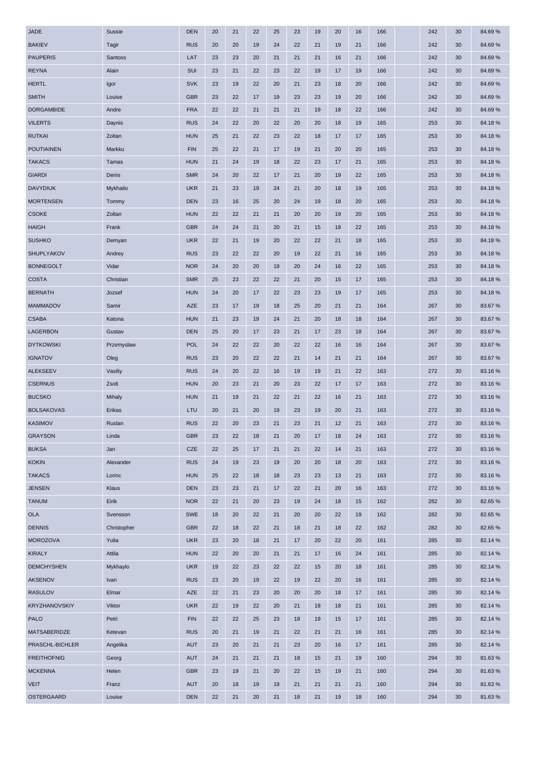| | | | | | | | | | | | | | | | | |
|---|---|---|---|---|---|---|---|---|---|---|---|---|---|---|---|---|
| JADE | Sussie | DEN | 20 | 21 | 22 | 25 | 23 | 19 | 20 | 16 | 166 | | 242 | 30 | 84.69 % |
| BAKIEV | Tagir | RUS | 20 | 20 | 19 | 24 | 22 | 21 | 19 | 21 | 166 | | 242 | 30 | 84.69 % |
| PAUPERIS | Santoss | LAT | 23 | 23 | 20 | 21 | 21 | 21 | 16 | 21 | 166 | | 242 | 30 | 84.69 % |
| REYNA | Alain | SUI | 23 | 21 | 22 | 23 | 22 | 19 | 17 | 19 | 166 | | 242 | 30 | 84.69 % |
| HERTL | Igor | SVK | 23 | 19 | 22 | 20 | 21 | 23 | 18 | 20 | 166 | | 242 | 30 | 84.69 % |
| SMITH | Louise | GBR | 23 | 22 | 17 | 19 | 23 | 23 | 19 | 20 | 166 | | 242 | 30 | 84.69 % |
| DORGAMBIDE | Andre | FRA | 22 | 22 | 21 | 21 | 21 | 19 | 18 | 22 | 166 | | 242 | 30 | 84.69 % |
| VILERTS | Daynis | RUS | 24 | 22 | 20 | 22 | 20 | 20 | 18 | 19 | 165 | | 253 | 30 | 84.18 % |
| RUTKAI | Zoltan | HUN | 25 | 21 | 22 | 23 | 22 | 18 | 17 | 17 | 165 | | 253 | 30 | 84.18 % |
| POUTIAINEN | Markku | FIN | 25 | 22 | 21 | 17 | 19 | 21 | 20 | 20 | 165 | | 253 | 30 | 84.18 % |
| TAKACS | Tamas | HUN | 21 | 24 | 19 | 18 | 22 | 23 | 17 | 21 | 165 | | 253 | 30 | 84.18 % |
| GIARDI | Denis | SMR | 24 | 20 | 22 | 17 | 21 | 20 | 19 | 22 | 165 | | 253 | 30 | 84.18 % |
| DAVYDIUK | Mykhailo | UKR | 21 | 23 | 19 | 24 | 21 | 20 | 18 | 19 | 165 | | 253 | 30 | 84.18 % |
| MORTENSEN | Tommy | DEN | 23 | 16 | 25 | 20 | 24 | 19 | 18 | 20 | 165 | | 253 | 30 | 84.18 % |
| CSOKE | Zoltan | HUN | 22 | 22 | 21 | 21 | 20 | 20 | 19 | 20 | 165 | | 253 | 30 | 84.18 % |
| HAIGH | Frank | GBR | 24 | 24 | 21 | 20 | 21 | 15 | 18 | 22 | 165 | | 253 | 30 | 84.18 % |
| SUSHKO | Demyan | UKR | 22 | 21 | 19 | 20 | 22 | 22 | 21 | 18 | 165 | | 253 | 30 | 84.18 % |
| SHUPLYAKOV | Andrey | RUS | 23 | 22 | 22 | 20 | 19 | 22 | 21 | 16 | 165 | | 253 | 30 | 84.18 % |
| BONNEGOLT | Vidar | NOR | 24 | 20 | 20 | 19 | 20 | 24 | 16 | 22 | 165 | | 253 | 30 | 84.18 % |
| COSTA | Christian | SMR | 25 | 23 | 22 | 22 | 21 | 20 | 15 | 17 | 165 | | 253 | 30 | 84.18 % |
| BERNATH | Jozsef | HUN | 24 | 20 | 17 | 22 | 23 | 23 | 19 | 17 | 165 | | 253 | 30 | 84.18 % |
| MAMMADOV | Samir | AZE | 23 | 17 | 19 | 18 | 25 | 20 | 21 | 21 | 164 | | 267 | 30 | 83.67 % |
| CSABA | Katona | HUN | 21 | 23 | 19 | 24 | 21 | 20 | 18 | 18 | 164 | | 267 | 30 | 83.67 % |
| LAGERBON | Gustav | DEN | 25 | 20 | 17 | 23 | 21 | 17 | 23 | 18 | 164 | | 267 | 30 | 83.67 % |
| DYTKOWSKI | Przemyslaw | POL | 24 | 22 | 22 | 20 | 22 | 22 | 16 | 16 | 164 | | 267 | 30 | 83.67 % |
| IGNATOV | Oleg | RUS | 23 | 20 | 22 | 22 | 21 | 14 | 21 | 21 | 164 | | 267 | 30 | 83.67 % |
| ALEKSEEV | Vasiliy | RUS | 24 | 20 | 22 | 16 | 19 | 19 | 21 | 22 | 163 | | 272 | 30 | 83.16 % |
| CSERNUS | Zsolt | HUN | 20 | 23 | 21 | 20 | 23 | 22 | 17 | 17 | 163 | | 272 | 30 | 83.16 % |
| BUCSKO | Mihaly | HUN | 21 | 19 | 21 | 22 | 21 | 22 | 16 | 21 | 163 | | 272 | 30 | 83.16 % |
| BOLSAKOVAS | Erikas | LTU | 20 | 21 | 20 | 19 | 23 | 19 | 20 | 21 | 163 | | 272 | 30 | 83.16 % |
| KASIMOV | Ruslan | RUS | 22 | 20 | 23 | 21 | 23 | 21 | 12 | 21 | 163 | | 272 | 30 | 83.16 % |
| GRAYSON | Linda | GBR | 23 | 22 | 18 | 21 | 20 | 17 | 18 | 24 | 163 | | 272 | 30 | 83.16 % |
| BUKSA | Jan | CZE | 22 | 25 | 17 | 21 | 21 | 22 | 14 | 21 | 163 | | 272 | 30 | 83.16 % |
| KOKIN | Alexander | RUS | 24 | 19 | 23 | 19 | 20 | 20 | 18 | 20 | 163 | | 272 | 30 | 83.16 % |
| TAKACS | Lorinc | HUN | 25 | 22 | 18 | 18 | 23 | 23 | 13 | 21 | 163 | | 272 | 30 | 83.16 % |
| JENSEN | Klaus | DEN | 23 | 23 | 21 | 17 | 22 | 21 | 20 | 16 | 163 | | 272 | 30 | 83.16 % |
| TANUM | Eirik | NOR | 22 | 21 | 20 | 23 | 19 | 24 | 18 | 15 | 162 | | 282 | 30 | 82.65 % |
| OLA | Svensson | SWE | 18 | 20 | 22 | 21 | 20 | 20 | 22 | 19 | 162 | | 282 | 30 | 82.65 % |
| DENNIS | Christopher | GBR | 22 | 18 | 22 | 21 | 18 | 21 | 18 | 22 | 162 | | 282 | 30 | 82.65 % |
| MOROZOVA | Yulia | UKR | 23 | 20 | 18 | 21 | 17 | 20 | 22 | 20 | 161 | | 285 | 30 | 82.14 % |
| KIRALY | Attila | HUN | 22 | 20 | 20 | 21 | 21 | 17 | 16 | 24 | 161 | | 285 | 30 | 82.14 % |
| DEMCHYSHEN | Mykhaylo | UKR | 19 | 22 | 23 | 22 | 22 | 15 | 20 | 18 | 161 | | 285 | 30 | 82.14 % |
| AKSENOV | Ivan | RUS | 23 | 20 | 19 | 22 | 19 | 22 | 20 | 16 | 161 | | 285 | 30 | 82.14 % |
| RASULOV | Elmar | AZE | 22 | 21 | 23 | 20 | 20 | 20 | 18 | 17 | 161 | | 285 | 30 | 82.14 % |
| KRYZHANOVSKIY | Viktor | UKR | 22 | 19 | 22 | 20 | 21 | 18 | 18 | 21 | 161 | | 285 | 30 | 82.14 % |
| PALO | Petri | FIN | 22 | 22 | 25 | 23 | 18 | 19 | 15 | 17 | 161 | | 285 | 30 | 82.14 % |
| MATSABERIDZE | Ketevan | RUS | 20 | 21 | 19 | 21 | 22 | 21 | 21 | 16 | 161 | | 285 | 30 | 82.14 % |
| PRASCHL-BICHLER | Angelika | AUT | 23 | 20 | 21 | 21 | 23 | 20 | 16 | 17 | 161 | | 285 | 30 | 82.14 % |
| FREITHOFNIG | Georg | AUT | 24 | 21 | 21 | 21 | 18 | 15 | 21 | 19 | 160 | | 294 | 30 | 81.63 % |
| MCKENNA | Helen | GBR | 23 | 19 | 21 | 20 | 22 | 15 | 19 | 21 | 160 | | 294 | 30 | 81.63 % |
| VEIT | Franz | AUT | 20 | 18 | 19 | 19 | 21 | 21 | 21 | 21 | 160 | | 294 | 30 | 81.63 % |
| OSTERGAARD | Louise | DEN | 22 | 21 | 20 | 21 | 18 | 21 | 19 | 18 | 160 | | 294 | 30 | 81.63 % |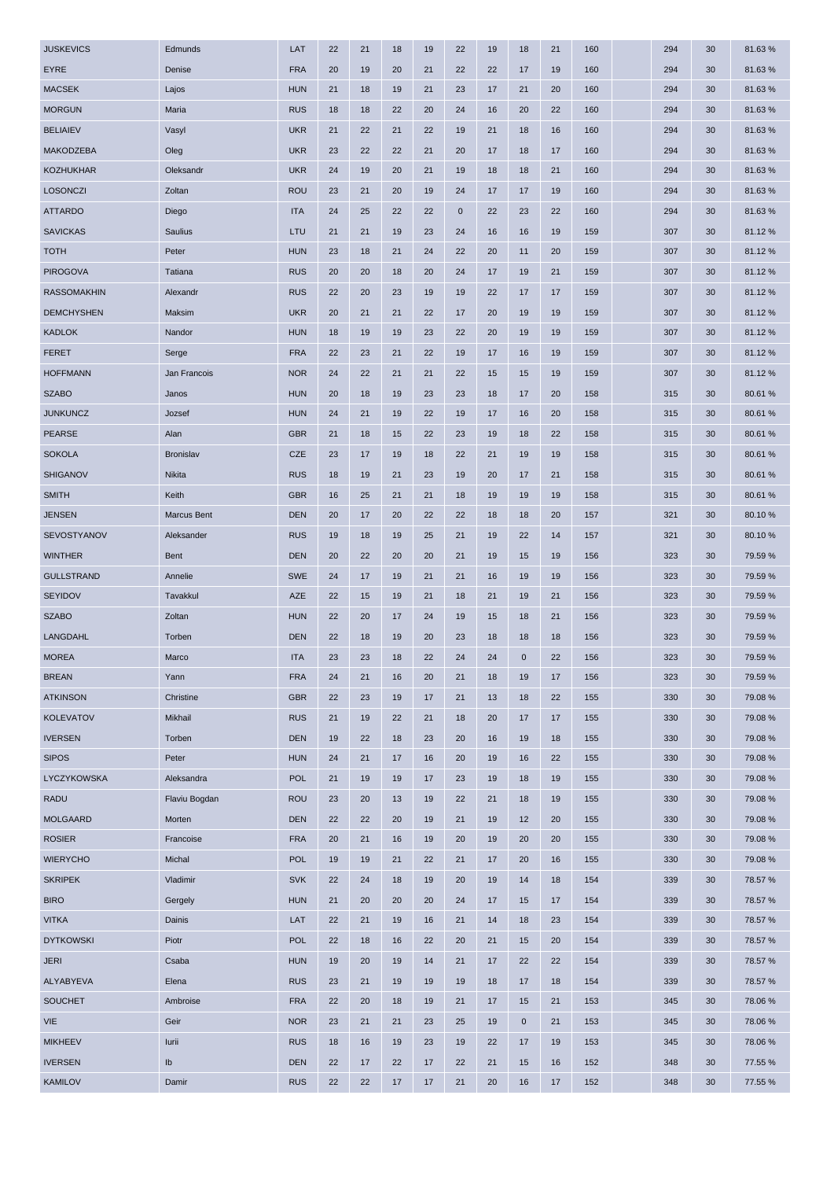| | | | | | | | | | | | | | | | | |
|---|---|---|---|---|---|---|---|---|---|---|---|---|---|---|---|---|
| JUSKEVICS | Edmunds | LAT | 22 | 21 | 18 | 19 | 22 | 19 | 18 | 21 | 160 | | 294 | 30 | 81.63 % |
| EYRE | Denise | FRA | 20 | 19 | 20 | 21 | 22 | 22 | 17 | 19 | 160 | | 294 | 30 | 81.63 % |
| MACSEK | Lajos | HUN | 21 | 18 | 19 | 21 | 23 | 17 | 21 | 20 | 160 | | 294 | 30 | 81.63 % |
| MORGUN | Maria | RUS | 18 | 18 | 22 | 20 | 24 | 16 | 20 | 22 | 160 | | 294 | 30 | 81.63 % |
| BELIAIEV | Vasyl | UKR | 21 | 22 | 21 | 22 | 19 | 21 | 18 | 16 | 160 | | 294 | 30 | 81.63 % |
| MAKODZEBA | Oleg | UKR | 23 | 22 | 22 | 21 | 20 | 17 | 18 | 17 | 160 | | 294 | 30 | 81.63 % |
| KOZHUKHAR | Oleksandr | UKR | 24 | 19 | 20 | 21 | 19 | 18 | 18 | 21 | 160 | | 294 | 30 | 81.63 % |
| LOSONCZI | Zoltan | ROU | 23 | 21 | 20 | 19 | 24 | 17 | 17 | 19 | 160 | | 294 | 30 | 81.63 % |
| ATTARDO | Diego | ITA | 24 | 25 | 22 | 22 | 0 | 22 | 23 | 22 | 160 | | 294 | 30 | 81.63 % |
| SAVICKAS | Saulius | LTU | 21 | 21 | 19 | 23 | 24 | 16 | 16 | 19 | 159 | | 307 | 30 | 81.12 % |
| TOTH | Peter | HUN | 23 | 18 | 21 | 24 | 22 | 20 | 11 | 20 | 159 | | 307 | 30 | 81.12 % |
| PIROGOVA | Tatiana | RUS | 20 | 20 | 18 | 20 | 24 | 17 | 19 | 21 | 159 | | 307 | 30 | 81.12 % |
| RASSOMAKHIN | Alexandr | RUS | 22 | 20 | 23 | 19 | 19 | 22 | 17 | 17 | 159 | | 307 | 30 | 81.12 % |
| DEMCHYSHEN | Maksim | UKR | 20 | 21 | 21 | 22 | 17 | 20 | 19 | 19 | 159 | | 307 | 30 | 81.12 % |
| KADLOK | Nandor | HUN | 18 | 19 | 19 | 23 | 22 | 20 | 19 | 19 | 159 | | 307 | 30 | 81.12 % |
| FERET | Serge | FRA | 22 | 23 | 21 | 22 | 19 | 17 | 16 | 19 | 159 | | 307 | 30 | 81.12 % |
| HOFFMANN | Jan Francois | NOR | 24 | 22 | 21 | 21 | 22 | 15 | 15 | 19 | 159 | | 307 | 30 | 81.12 % |
| SZABO | Janos | HUN | 20 | 18 | 19 | 23 | 23 | 18 | 17 | 20 | 158 | | 315 | 30 | 80.61 % |
| JUNKUNCZ | Jozsef | HUN | 24 | 21 | 19 | 22 | 19 | 17 | 16 | 20 | 158 | | 315 | 30 | 80.61 % |
| PEARSE | Alan | GBR | 21 | 18 | 15 | 22 | 23 | 19 | 18 | 22 | 158 | | 315 | 30 | 80.61 % |
| SOKOLA | Bronislav | CZE | 23 | 17 | 19 | 18 | 22 | 21 | 19 | 19 | 158 | | 315 | 30 | 80.61 % |
| SHIGANOV | Nikita | RUS | 18 | 19 | 21 | 23 | 19 | 20 | 17 | 21 | 158 | | 315 | 30 | 80.61 % |
| SMITH | Keith | GBR | 16 | 25 | 21 | 21 | 18 | 19 | 19 | 19 | 158 | | 315 | 30 | 80.61 % |
| JENSEN | Marcus Bent | DEN | 20 | 17 | 20 | 22 | 22 | 18 | 18 | 20 | 157 | | 321 | 30 | 80.10 % |
| SEVOSTYANOV | Aleksander | RUS | 19 | 18 | 19 | 25 | 21 | 19 | 22 | 14 | 157 | | 321 | 30 | 80.10 % |
| WINTHER | Bent | DEN | 20 | 22 | 20 | 20 | 21 | 19 | 15 | 19 | 156 | | 323 | 30 | 79.59 % |
| GULLSTRAND | Annelie | SWE | 24 | 17 | 19 | 21 | 21 | 16 | 19 | 19 | 156 | | 323 | 30 | 79.59 % |
| SEYIDOV | Tavakkul | AZE | 22 | 15 | 19 | 21 | 18 | 21 | 19 | 21 | 156 | | 323 | 30 | 79.59 % |
| SZABO | Zoltan | HUN | 22 | 20 | 17 | 24 | 19 | 15 | 18 | 21 | 156 | | 323 | 30 | 79.59 % |
| LANGDAHL | Torben | DEN | 22 | 18 | 19 | 20 | 23 | 18 | 18 | 18 | 156 | | 323 | 30 | 79.59 % |
| MOREA | Marco | ITA | 23 | 23 | 18 | 22 | 24 | 24 | 0 | 22 | 156 | | 323 | 30 | 79.59 % |
| BREAN | Yann | FRA | 24 | 21 | 16 | 20 | 21 | 18 | 19 | 17 | 156 | | 323 | 30 | 79.59 % |
| ATKINSON | Christine | GBR | 22 | 23 | 19 | 17 | 21 | 13 | 18 | 22 | 155 | | 330 | 30 | 79.08 % |
| KOLEVATOV | Mikhail | RUS | 21 | 19 | 22 | 21 | 18 | 20 | 17 | 17 | 155 | | 330 | 30 | 79.08 % |
| IVERSEN | Torben | DEN | 19 | 22 | 18 | 23 | 20 | 16 | 19 | 18 | 155 | | 330 | 30 | 79.08 % |
| SIPOS | Peter | HUN | 24 | 21 | 17 | 16 | 20 | 19 | 16 | 22 | 155 | | 330 | 30 | 79.08 % |
| LYCZYKOWSKA | Aleksandra | POL | 21 | 19 | 19 | 17 | 23 | 19 | 18 | 19 | 155 | | 330 | 30 | 79.08 % |
| RADU | Flaviu Bogdan | ROU | 23 | 20 | 13 | 19 | 22 | 21 | 18 | 19 | 155 | | 330 | 30 | 79.08 % |
| MOLGAARD | Morten | DEN | 22 | 22 | 20 | 19 | 21 | 19 | 12 | 20 | 155 | | 330 | 30 | 79.08 % |
| ROSIER | Francoise | FRA | 20 | 21 | 16 | 19 | 20 | 19 | 20 | 20 | 155 | | 330 | 30 | 79.08 % |
| WIERYCHO | Michal | POL | 19 | 19 | 21 | 22 | 21 | 17 | 20 | 16 | 155 | | 330 | 30 | 79.08 % |
| SKRIPEK | Vladimir | SVK | 22 | 24 | 18 | 19 | 20 | 19 | 14 | 18 | 154 | | 339 | 30 | 78.57 % |
| BIRO | Gergely | HUN | 21 | 20 | 20 | 20 | 24 | 17 | 15 | 17 | 154 | | 339 | 30 | 78.57 % |
| VITKA | Dainis | LAT | 22 | 21 | 19 | 16 | 21 | 14 | 18 | 23 | 154 | | 339 | 30 | 78.57 % |
| DYTKOWSKI | Piotr | POL | 22 | 18 | 16 | 22 | 20 | 21 | 15 | 20 | 154 | | 339 | 30 | 78.57 % |
| JERI | Csaba | HUN | 19 | 20 | 19 | 14 | 21 | 17 | 22 | 22 | 154 | | 339 | 30 | 78.57 % |
| ALYABYEVA | Elena | RUS | 23 | 21 | 19 | 19 | 19 | 18 | 17 | 18 | 154 | | 339 | 30 | 78.57 % |
| SOUCHET | Ambroise | FRA | 22 | 20 | 18 | 19 | 21 | 17 | 15 | 21 | 153 | | 345 | 30 | 78.06 % |
| VIE | Geir | NOR | 23 | 21 | 21 | 23 | 25 | 19 | 0 | 21 | 153 | | 345 | 30 | 78.06 % |
| MIKHEEV | Iurii | RUS | 18 | 16 | 19 | 23 | 19 | 22 | 17 | 19 | 153 | | 345 | 30 | 78.06 % |
| IVERSEN | Ib | DEN | 22 | 17 | 22 | 17 | 22 | 21 | 15 | 16 | 152 | | 348 | 30 | 77.55 % |
| KAMILOV | Damir | RUS | 22 | 22 | 17 | 17 | 21 | 20 | 16 | 17 | 152 | | 348 | 30 | 77.55 % |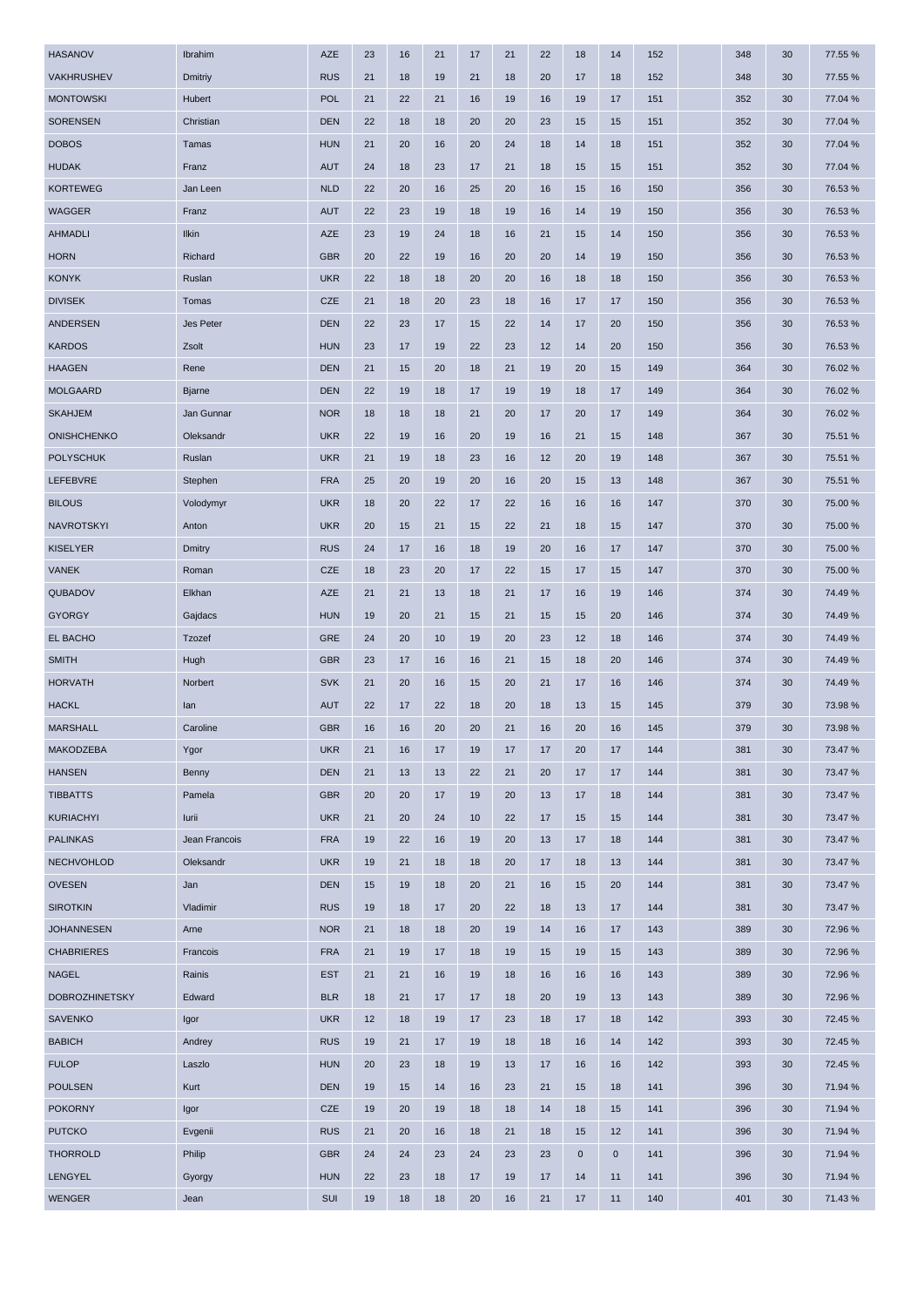| | | | | | | | | | | | | | | | | |
|---|---|---|---|---|---|---|---|---|---|---|---|---|---|---|---|---|
| HASANOV | Ibrahim | AZE | 23 | 16 | 21 | 17 | 21 | 22 | 18 | 14 | 152 | | 348 | 30 | 77.55 % |
| VAKHRUSHEV | Dmitriy | RUS | 21 | 18 | 19 | 21 | 18 | 20 | 17 | 18 | 152 | | 348 | 30 | 77.55 % |
| MONTOWSKI | Hubert | POL | 21 | 22 | 21 | 16 | 19 | 16 | 19 | 17 | 151 | | 352 | 30 | 77.04 % |
| SORENSEN | Christian | DEN | 22 | 18 | 18 | 20 | 20 | 23 | 15 | 15 | 151 | | 352 | 30 | 77.04 % |
| DOBOS | Tamas | HUN | 21 | 20 | 16 | 20 | 24 | 18 | 14 | 18 | 151 | | 352 | 30 | 77.04 % |
| HUDAK | Franz | AUT | 24 | 18 | 23 | 17 | 21 | 18 | 15 | 15 | 151 | | 352 | 30 | 77.04 % |
| KORTEWEG | Jan Leen | NLD | 22 | 20 | 16 | 25 | 20 | 16 | 15 | 16 | 150 | | 356 | 30 | 76.53 % |
| WAGGER | Franz | AUT | 22 | 23 | 19 | 18 | 19 | 16 | 14 | 19 | 150 | | 356 | 30 | 76.53 % |
| AHMADLI | Ilkin | AZE | 23 | 19 | 24 | 18 | 16 | 21 | 15 | 14 | 150 | | 356 | 30 | 76.53 % |
| HORN | Richard | GBR | 20 | 22 | 19 | 16 | 20 | 20 | 14 | 19 | 150 | | 356 | 30 | 76.53 % |
| KONYK | Ruslan | UKR | 22 | 18 | 18 | 20 | 20 | 16 | 18 | 18 | 150 | | 356 | 30 | 76.53 % |
| DIVISEK | Tomas | CZE | 21 | 18 | 20 | 23 | 18 | 16 | 17 | 17 | 150 | | 356 | 30 | 76.53 % |
| ANDERSEN | Jes Peter | DEN | 22 | 23 | 17 | 15 | 22 | 14 | 17 | 20 | 150 | | 356 | 30 | 76.53 % |
| KARDOS | Zsolt | HUN | 23 | 17 | 19 | 22 | 23 | 12 | 14 | 20 | 150 | | 356 | 30 | 76.53 % |
| HAAGEN | Rene | DEN | 21 | 15 | 20 | 18 | 21 | 19 | 20 | 15 | 149 | | 364 | 30 | 76.02 % |
| MOLGAARD | Bjarne | DEN | 22 | 19 | 18 | 17 | 19 | 19 | 18 | 17 | 149 | | 364 | 30 | 76.02 % |
| SKAHJEM | Jan Gunnar | NOR | 18 | 18 | 18 | 21 | 20 | 17 | 20 | 17 | 149 | | 364 | 30 | 76.02 % |
| ONISHCHENKO | Oleksandr | UKR | 22 | 19 | 16 | 20 | 19 | 16 | 21 | 15 | 148 | | 367 | 30 | 75.51 % |
| POLYSCHUK | Ruslan | UKR | 21 | 19 | 18 | 23 | 16 | 12 | 20 | 19 | 148 | | 367 | 30 | 75.51 % |
| LEFEBVRE | Stephen | FRA | 25 | 20 | 19 | 20 | 16 | 20 | 15 | 13 | 148 | | 367 | 30 | 75.51 % |
| BILOUS | Volodymyr | UKR | 18 | 20 | 22 | 17 | 22 | 16 | 16 | 16 | 147 | | 370 | 30 | 75.00 % |
| NAVROTSKYI | Anton | UKR | 20 | 15 | 21 | 15 | 22 | 21 | 18 | 15 | 147 | | 370 | 30 | 75.00 % |
| KISELYER | Dmitry | RUS | 24 | 17 | 16 | 18 | 19 | 20 | 16 | 17 | 147 | | 370 | 30 | 75.00 % |
| VANEK | Roman | CZE | 18 | 23 | 20 | 17 | 22 | 15 | 17 | 15 | 147 | | 370 | 30 | 75.00 % |
| QUBADOV | Elkhan | AZE | 21 | 21 | 13 | 18 | 21 | 17 | 16 | 19 | 146 | | 374 | 30 | 74.49 % |
| GYORGY | Gajdacs | HUN | 19 | 20 | 21 | 15 | 21 | 15 | 15 | 20 | 146 | | 374 | 30 | 74.49 % |
| EL BACHO | Tzozef | GRE | 24 | 20 | 10 | 19 | 20 | 23 | 12 | 18 | 146 | | 374 | 30 | 74.49 % |
| SMITH | Hugh | GBR | 23 | 17 | 16 | 16 | 21 | 15 | 18 | 20 | 146 | | 374 | 30 | 74.49 % |
| HORVATH | Norbert | SVK | 21 | 20 | 16 | 15 | 20 | 21 | 17 | 16 | 146 | | 374 | 30 | 74.49 % |
| HACKL | Ian | AUT | 22 | 17 | 22 | 18 | 20 | 18 | 13 | 15 | 145 | | 379 | 30 | 73.98 % |
| MARSHALL | Caroline | GBR | 16 | 16 | 20 | 20 | 21 | 16 | 20 | 16 | 145 | | 379 | 30 | 73.98 % |
| MAKODZEBA | Ygor | UKR | 21 | 16 | 17 | 19 | 17 | 17 | 20 | 17 | 144 | | 381 | 30 | 73.47 % |
| HANSEN | Benny | DEN | 21 | 13 | 13 | 22 | 21 | 20 | 17 | 17 | 144 | | 381 | 30 | 73.47 % |
| TIBBATTS | Pamela | GBR | 20 | 20 | 17 | 19 | 20 | 13 | 17 | 18 | 144 | | 381 | 30 | 73.47 % |
| KURIACHYI | Iurii | UKR | 21 | 20 | 24 | 10 | 22 | 17 | 15 | 15 | 144 | | 381 | 30 | 73.47 % |
| PALINKAS | Jean Francois | FRA | 19 | 22 | 16 | 19 | 20 | 13 | 17 | 18 | 144 | | 381 | 30 | 73.47 % |
| NECHVOHLOD | Oleksandr | UKR | 19 | 21 | 18 | 18 | 20 | 17 | 18 | 13 | 144 | | 381 | 30 | 73.47 % |
| OVESEN | Jan | DEN | 15 | 19 | 18 | 20 | 21 | 16 | 15 | 20 | 144 | | 381 | 30 | 73.47 % |
| SIROTKIN | Vladimir | RUS | 19 | 18 | 17 | 20 | 22 | 18 | 13 | 17 | 144 | | 381 | 30 | 73.47 % |
| JOHANNESEN | Arne | NOR | 21 | 18 | 18 | 20 | 19 | 14 | 16 | 17 | 143 | | 389 | 30 | 72.96 % |
| CHABRIERES | Francois | FRA | 21 | 19 | 17 | 18 | 19 | 15 | 19 | 15 | 143 | | 389 | 30 | 72.96 % |
| NAGEL | Rainis | EST | 21 | 21 | 16 | 19 | 18 | 16 | 16 | 16 | 143 | | 389 | 30 | 72.96 % |
| DOBROZHINETSKY | Edward | BLR | 18 | 21 | 17 | 17 | 18 | 20 | 19 | 13 | 143 | | 389 | 30 | 72.96 % |
| SAVENKO | Igor | UKR | 12 | 18 | 19 | 17 | 23 | 18 | 17 | 18 | 142 | | 393 | 30 | 72.45 % |
| BABICH | Andrey | RUS | 19 | 21 | 17 | 19 | 18 | 18 | 16 | 14 | 142 | | 393 | 30 | 72.45 % |
| FULOP | Laszlo | HUN | 20 | 23 | 18 | 19 | 13 | 17 | 16 | 16 | 142 | | 393 | 30 | 72.45 % |
| POULSEN | Kurt | DEN | 19 | 15 | 14 | 16 | 23 | 21 | 15 | 18 | 141 | | 396 | 30 | 71.94 % |
| POKORNY | Igor | CZE | 19 | 20 | 19 | 18 | 18 | 14 | 18 | 15 | 141 | | 396 | 30 | 71.94 % |
| PUTCKO | Evgenii | RUS | 21 | 20 | 16 | 18 | 21 | 18 | 15 | 12 | 141 | | 396 | 30 | 71.94 % |
| THORROLD | Philip | GBR | 24 | 24 | 23 | 24 | 23 | 23 | 0 | 0 | 141 | | 396 | 30 | 71.94 % |
| LENGYEL | Gyorgy | HUN | 22 | 23 | 18 | 17 | 19 | 17 | 14 | 11 | 141 | | 396 | 30 | 71.94 % |
| WENGER | Jean | SUI | 19 | 18 | 18 | 20 | 16 | 21 | 17 | 11 | 140 | | 401 | 30 | 71.43 % |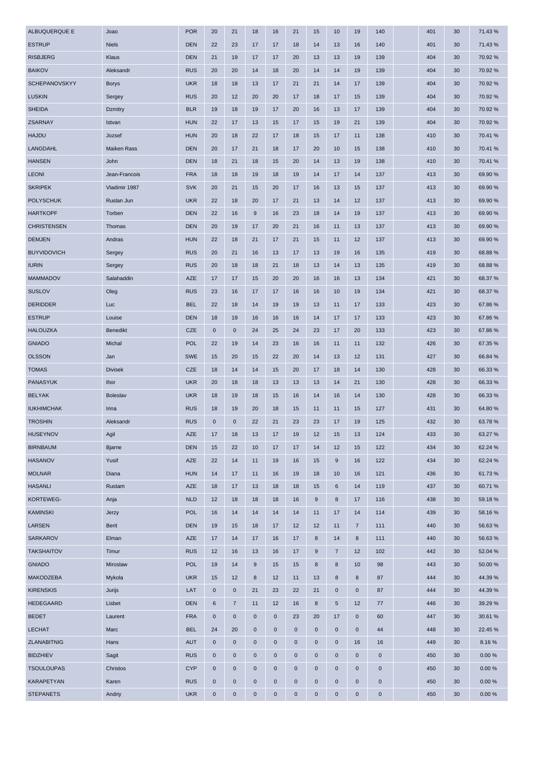| | | | | | | | | | | | | | | | | |
|---|---|---|---|---|---|---|---|---|---|---|---|---|---|---|---|---|
| ALBUQUERQUE E | Joao | POR | 20 | 21 | 18 | 16 | 21 | 15 | 10 | 19 | 140 | | 401 | 30 | 71.43 % |
| ESTRUP | Niels | DEN | 22 | 23 | 17 | 17 | 18 | 14 | 13 | 16 | 140 | | 401 | 30 | 71.43 % |
| RISBJERG | Klaus | DEN | 21 | 19 | 17 | 17 | 20 | 13 | 13 | 19 | 139 | | 404 | 30 | 70.92 % |
| BAIKOV | Aleksandr | RUS | 20 | 20 | 14 | 18 | 20 | 14 | 14 | 19 | 139 | | 404 | 30 | 70.92 % |
| SCHEPANOVSKYY | Borys | UKR | 18 | 18 | 13 | 17 | 21 | 21 | 14 | 17 | 139 | | 404 | 30 | 70.92 % |
| LUSKIN | Sergey | RUS | 20 | 12 | 20 | 20 | 17 | 18 | 17 | 15 | 139 | | 404 | 30 | 70.92 % |
| SHEIDA | Dzmitry | BLR | 19 | 18 | 19 | 17 | 20 | 16 | 13 | 17 | 139 | | 404 | 30 | 70.92 % |
| ZSARNAY | Istvan | HUN | 22 | 17 | 13 | 15 | 17 | 15 | 19 | 21 | 139 | | 404 | 30 | 70.92 % |
| HAJDU | Jozsef | HUN | 20 | 18 | 22 | 17 | 18 | 15 | 17 | 11 | 138 | | 410 | 30 | 70.41 % |
| LANGDAHL | Maiken Rass | DEN | 20 | 17 | 21 | 18 | 17 | 20 | 10 | 15 | 138 | | 410 | 30 | 70.41 % |
| HANSEN | John | DEN | 18 | 21 | 18 | 15 | 20 | 14 | 13 | 19 | 138 | | 410 | 30 | 70.41 % |
| LEONI | Jean-Francois | FRA | 18 | 18 | 19 | 18 | 19 | 14 | 17 | 14 | 137 | | 413 | 30 | 69.90 % |
| SKRIPEK | Vladimir 1987 | SVK | 20 | 21 | 15 | 20 | 17 | 16 | 13 | 15 | 137 | | 413 | 30 | 69.90 % |
| POLYSCHUK | Ruslan Jun | UKR | 22 | 18 | 20 | 17 | 21 | 13 | 14 | 12 | 137 | | 413 | 30 | 69.90 % |
| HARTKOPF | Torben | DEN | 22 | 16 | 9 | 16 | 23 | 18 | 14 | 19 | 137 | | 413 | 30 | 69.90 % |
| CHRISTENSEN | Thomas | DEN | 20 | 19 | 17 | 20 | 21 | 16 | 11 | 13 | 137 | | 413 | 30 | 69.90 % |
| DEMJEN | Andras | HUN | 22 | 18 | 21 | 17 | 21 | 15 | 11 | 12 | 137 | | 413 | 30 | 69.90 % |
| BUYVIDOVICH | Sergey | RUS | 20 | 21 | 16 | 13 | 17 | 13 | 19 | 16 | 135 | | 419 | 30 | 68.88 % |
| IURIN | Sergey | RUS | 20 | 18 | 18 | 21 | 18 | 13 | 14 | 13 | 135 | | 419 | 30 | 68.88 % |
| MAMMADOV | Salahaddin | AZE | 17 | 17 | 15 | 20 | 20 | 16 | 16 | 13 | 134 | | 421 | 30 | 68.37 % |
| SUSLOV | Oleg | RUS | 23 | 16 | 17 | 17 | 16 | 16 | 10 | 19 | 134 | | 421 | 30 | 68.37 % |
| DERIDDER | Luc | BEL | 22 | 18 | 14 | 19 | 19 | 13 | 11 | 17 | 133 | | 423 | 30 | 67.86 % |
| ESTRUP | Louise | DEN | 18 | 19 | 16 | 16 | 16 | 14 | 17 | 17 | 133 | | 423 | 30 | 67.86 % |
| HALOUZKA | Benedikt | CZE | 0 | 0 | 24 | 25 | 24 | 23 | 17 | 20 | 133 | | 423 | 30 | 67.86 % |
| GNIADO | Michal | POL | 22 | 19 | 14 | 23 | 16 | 16 | 11 | 11 | 132 | | 426 | 30 | 67.35 % |
| OLSSON | Jan | SWE | 15 | 20 | 15 | 22 | 20 | 14 | 13 | 12 | 131 | | 427 | 30 | 66.84 % |
| TOMAS | Divisek | CZE | 18 | 14 | 14 | 15 | 20 | 17 | 18 | 14 | 130 | | 428 | 30 | 66.33 % |
| PANASYUK | Ihor | UKR | 20 | 18 | 18 | 13 | 13 | 13 | 14 | 21 | 130 | | 428 | 30 | 66.33 % |
| BELYAK | Boleslav | UKR | 18 | 19 | 18 | 15 | 16 | 14 | 16 | 14 | 130 | | 428 | 30 | 66.33 % |
| IUKHIMCHAK | Irina | RUS | 18 | 19 | 20 | 18 | 15 | 11 | 11 | 15 | 127 | | 431 | 30 | 64.80 % |
| TROSHIN | Aleksandr | RUS | 0 | 0 | 22 | 21 | 23 | 23 | 17 | 19 | 125 | | 432 | 30 | 63.78 % |
| HUSEYNOV | Agil | AZE | 17 | 18 | 13 | 17 | 19 | 12 | 15 | 13 | 124 | | 433 | 30 | 63.27 % |
| BIRNBAUM | Bjarne | DEN | 15 | 22 | 10 | 17 | 17 | 14 | 12 | 15 | 122 | | 434 | 30 | 62.24 % |
| HASANOV | Yusif | AZE | 22 | 14 | 11 | 19 | 16 | 15 | 9 | 16 | 122 | | 434 | 30 | 62.24 % |
| MOLNAR | Diana | HUN | 14 | 17 | 11 | 16 | 19 | 18 | 10 | 16 | 121 | | 436 | 30 | 61.73 % |
| HASANLI | Rustam | AZE | 18 | 17 | 13 | 18 | 18 | 15 | 6 | 14 | 119 | | 437 | 30 | 60.71 % |
| KORTEWEG- | Anja | NLD | 12 | 18 | 18 | 18 | 16 | 9 | 8 | 17 | 116 | | 438 | 30 | 59.18 % |
| KAMINSKI | Jerzy | POL | 16 | 14 | 14 | 14 | 14 | 11 | 17 | 14 | 114 | | 439 | 30 | 58.16 % |
| LARSEN | Berit | DEN | 19 | 15 | 18 | 17 | 12 | 12 | 11 | 7 | 111 | | 440 | 30 | 56.63 % |
| SARKAROV | Elman | AZE | 17 | 14 | 17 | 16 | 17 | 8 | 14 | 8 | 111 | | 440 | 30 | 56.63 % |
| TAKSHAITOV | Timur | RUS | 12 | 16 | 13 | 16 | 17 | 9 | 7 | 12 | 102 | | 442 | 30 | 52.04 % |
| GNIADO | Miroslaw | POL | 19 | 14 | 9 | 15 | 15 | 8 | 8 | 10 | 98 | | 443 | 30 | 50.00 % |
| MAKODZEBA | Mykola | UKR | 15 | 12 | 8 | 12 | 11 | 13 | 8 | 8 | 87 | | 444 | 30 | 44.39 % |
| KIRENSKIS | Jurijs | LAT | 0 | 0 | 21 | 23 | 22 | 21 | 0 | 0 | 87 | | 444 | 30 | 44.39 % |
| HEDEGAARD | Lisbet | DEN | 6 | 7 | 11 | 12 | 16 | 8 | 5 | 12 | 77 | | 446 | 30 | 39.29 % |
| BEDET | Laurent | FRA | 0 | 0 | 0 | 0 | 23 | 20 | 17 | 0 | 60 | | 447 | 30 | 30.61 % |
| LECHAT | Marc | BEL | 24 | 20 | 0 | 0 | 0 | 0 | 0 | 0 | 44 | | 448 | 30 | 22.45 % |
| ZLANABITNIG | Hans | AUT | 0 | 0 | 0 | 0 | 0 | 0 | 0 | 16 | 16 | | 449 | 30 | 8.16 % |
| BIDZHIEV | Sagit | RUS | 0 | 0 | 0 | 0 | 0 | 0 | 0 | 0 | 0 | | 450 | 30 | 0.00 % |
| TSOULOUPAS | Christos | CYP | 0 | 0 | 0 | 0 | 0 | 0 | 0 | 0 | 0 | | 450 | 30 | 0.00 % |
| KARAPETYAN | Karen | RUS | 0 | 0 | 0 | 0 | 0 | 0 | 0 | 0 | 0 | | 450 | 30 | 0.00 % |
| STEPANETS | Andriy | UKR | 0 | 0 | 0 | 0 | 0 | 0 | 0 | 0 | 0 | | 450 | 30 | 0.00 % |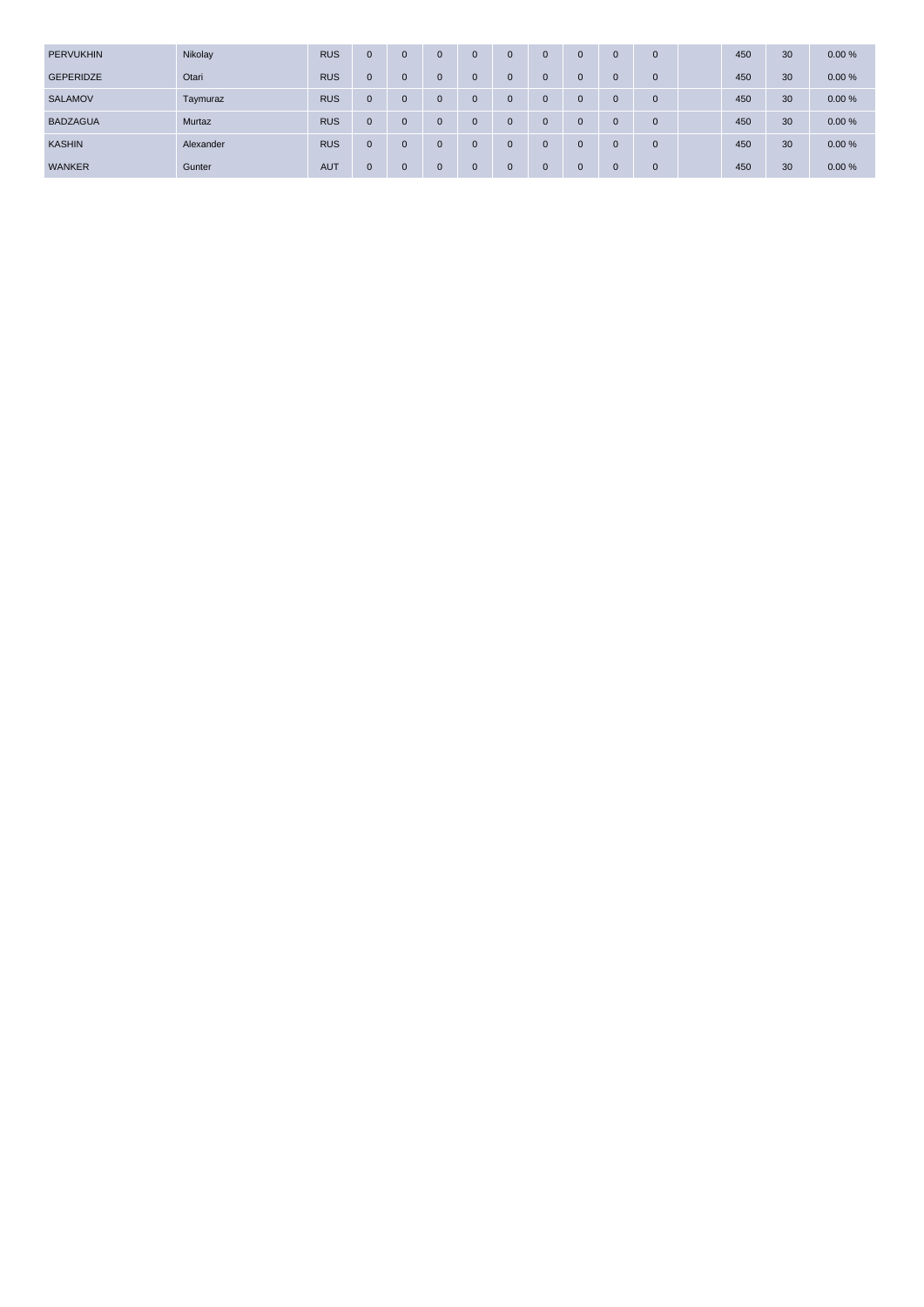| | | | | | | | | | | | | | | | |
|---|---|---|---|---|---|---|---|---|---|---|---|---|---|---|---|
| PERVUKHIN | Nikolay | RUS | 0 | 0 | 0 | 0 | 0 | 0 | 0 | 0 | 0 | | 450 | 30 | 0.00 % |
| GEPERIDZE | Otari | RUS | 0 | 0 | 0 | 0 | 0 | 0 | 0 | 0 | 0 | | 450 | 30 | 0.00 % |
| SALAMOV | Taymuraz | RUS | 0 | 0 | 0 | 0 | 0 | 0 | 0 | 0 | 0 | | 450 | 30 | 0.00 % |
| BADZAGUA | Murtaz | RUS | 0 | 0 | 0 | 0 | 0 | 0 | 0 | 0 | 0 | | 450 | 30 | 0.00 % |
| KASHIN | Alexander | RUS | 0 | 0 | 0 | 0 | 0 | 0 | 0 | 0 | 0 | | 450 | 30 | 0.00 % |
| WANKER | Gunter | AUT | 0 | 0 | 0 | 0 | 0 | 0 | 0 | 0 | 0 | | 450 | 30 | 0.00 % |